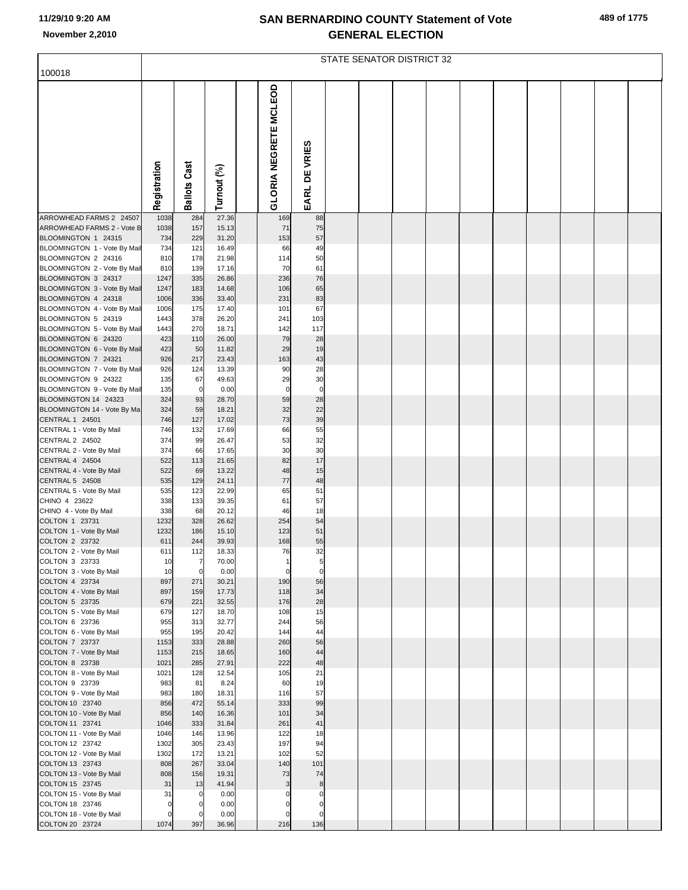# SAN BERNARDINO COUNTY Statement of Vote
## GENERAL ELECTION

November 2,2010

STATE SENATOR DISTRICT 32

100018

| | Registration | Ballots Cast | Turnout (%) | | GLORIA NEGRETE MCLEOD | EARL DE VRIES |
|---|---|---|---|---|---|---|
| ARROWHEAD FARMS 2 24507 | 1038 | 284 | 27.36 | | 169 | 88 |
| ARROWHEAD FARMS 2 - Vote B | 1038 | 157 | 15.13 | | 71 | 75 |
| BLOOMINGTON 1 24315 | 734 | 229 | 31.20 | | 153 | 57 |
| BLOOMINGTON 1 - Vote By Mail | 734 | 121 | 16.49 | | 66 | 49 |
| BLOOMINGTON 2 24316 | 810 | 178 | 21.98 | | 114 | 50 |
| BLOOMINGTON 2 - Vote By Mail | 810 | 139 | 17.16 | | 70 | 61 |
| BLOOMINGTON 3 24317 | 1247 | 335 | 26.86 | | 236 | 76 |
| BLOOMINGTON 3 - Vote By Mail | 1247 | 183 | 14.68 | | 106 | 65 |
| BLOOMINGTON 4 24318 | 1006 | 336 | 33.40 | | 231 | 83 |
| BLOOMINGTON 4 - Vote By Mail | 1006 | 175 | 17.40 | | 101 | 67 |
| BLOOMINGTON 5 24319 | 1443 | 378 | 26.20 | | 241 | 103 |
| BLOOMINGTON 5 - Vote By Mail | 1443 | 270 | 18.71 | | 142 | 117 |
| BLOOMINGTON 6 24320 | 423 | 110 | 26.00 | | 79 | 28 |
| BLOOMINGTON 6 - Vote By Mail | 423 | 50 | 11.82 | | 29 | 19 |
| BLOOMINGTON 7 24321 | 926 | 217 | 23.43 | | 163 | 43 |
| BLOOMINGTON 7 - Vote By Mail | 926 | 124 | 13.39 | | 90 | 28 |
| BLOOMINGTON 9 24322 | 135 | 67 | 49.63 | | 29 | 30 |
| BLOOMINGTON 9 - Vote By Mail | 135 | 0 | 0.00 | | 0 | 0 |
| BLOOMINGTON 14 24323 | 324 | 93 | 28.70 | | 59 | 28 |
| BLOOMINGTON 14 - Vote By Ma | 324 | 59 | 18.21 | | 32 | 22 |
| CENTRAL 1 24501 | 746 | 127 | 17.02 | | 73 | 39 |
| CENTRAL 1 - Vote By Mail | 746 | 132 | 17.69 | | 66 | 55 |
| CENTRAL 2 24502 | 374 | 99 | 26.47 | | 53 | 32 |
| CENTRAL 2 - Vote By Mail | 374 | 66 | 17.65 | | 30 | 30 |
| CENTRAL 4 24504 | 522 | 113 | 21.65 | | 82 | 17 |
| CENTRAL 4 - Vote By Mail | 522 | 69 | 13.22 | | 48 | 15 |
| CENTRAL 5 24508 | 535 | 129 | 24.11 | | 77 | 48 |
| CENTRAL 5 - Vote By Mail | 535 | 123 | 22.99 | | 65 | 51 |
| CHINO 4 23622 | 338 | 133 | 39.35 | | 61 | 57 |
| CHINO 4 - Vote By Mail | 338 | 68 | 20.12 | | 46 | 18 |
| COLTON 1 23731 | 1232 | 328 | 26.62 | | 254 | 54 |
| COLTON 1 - Vote By Mail | 1232 | 186 | 15.10 | | 123 | 51 |
| COLTON 2 23732 | 611 | 244 | 39.93 | | 168 | 55 |
| COLTON 2 - Vote By Mail | 611 | 112 | 18.33 | | 76 | 32 |
| COLTON 3 23733 | 10 | 7 | 70.00 | | 1 | 5 |
| COLTON 3 - Vote By Mail | 10 | 0 | 0.00 | | 0 | 0 |
| COLTON 4 23734 | 897 | 271 | 30.21 | | 190 | 56 |
| COLTON 4 - Vote By Mail | 897 | 159 | 17.73 | | 118 | 34 |
| COLTON 5 23735 | 679 | 221 | 32.55 | | 176 | 28 |
| COLTON 5 - Vote By Mail | 679 | 127 | 18.70 | | 108 | 15 |
| COLTON 6 23736 | 955 | 313 | 32.77 | | 244 | 56 |
| COLTON 6 - Vote By Mail | 955 | 195 | 20.42 | | 144 | 44 |
| COLTON 7 23737 | 1153 | 333 | 28.88 | | 260 | 56 |
| COLTON 7 - Vote By Mail | 1153 | 215 | 18.65 | | 160 | 44 |
| COLTON 8 23738 | 1021 | 285 | 27.91 | | 222 | 48 |
| COLTON 8 - Vote By Mail | 1021 | 128 | 12.54 | | 105 | 21 |
| COLTON 9 23739 | 983 | 81 | 8.24 | | 60 | 19 |
| COLTON 9 - Vote By Mail | 983 | 180 | 18.31 | | 116 | 57 |
| COLTON 10 23740 | 856 | 472 | 55.14 | | 333 | 99 |
| COLTON 10 - Vote By Mail | 856 | 140 | 16.36 | | 101 | 34 |
| COLTON 11 23741 | 1046 | 333 | 31.84 | | 261 | 41 |
| COLTON 11 - Vote By Mail | 1046 | 146 | 13.96 | | 122 | 18 |
| COLTON 12 23742 | 1302 | 305 | 23.43 | | 197 | 94 |
| COLTON 12 - Vote By Mail | 1302 | 172 | 13.21 | | 102 | 52 |
| COLTON 13 23743 | 808 | 267 | 33.04 | | 140 | 101 |
| COLTON 13 - Vote By Mail | 808 | 156 | 19.31 | | 73 | 74 |
| COLTON 15 23745 | 31 | 13 | 41.94 | | 3 | 8 |
| COLTON 15 - Vote By Mail | 31 | 0 | 0.00 | | 0 | 0 |
| COLTON 18 23746 | 0 | 0 | 0.00 | | 0 | 0 |
| COLTON 18 - Vote By Mail | 0 | 0 | 0.00 | | 0 | 0 |
| COLTON 20 23724 | 1074 | 397 | 36.96 | | 216 | 136 |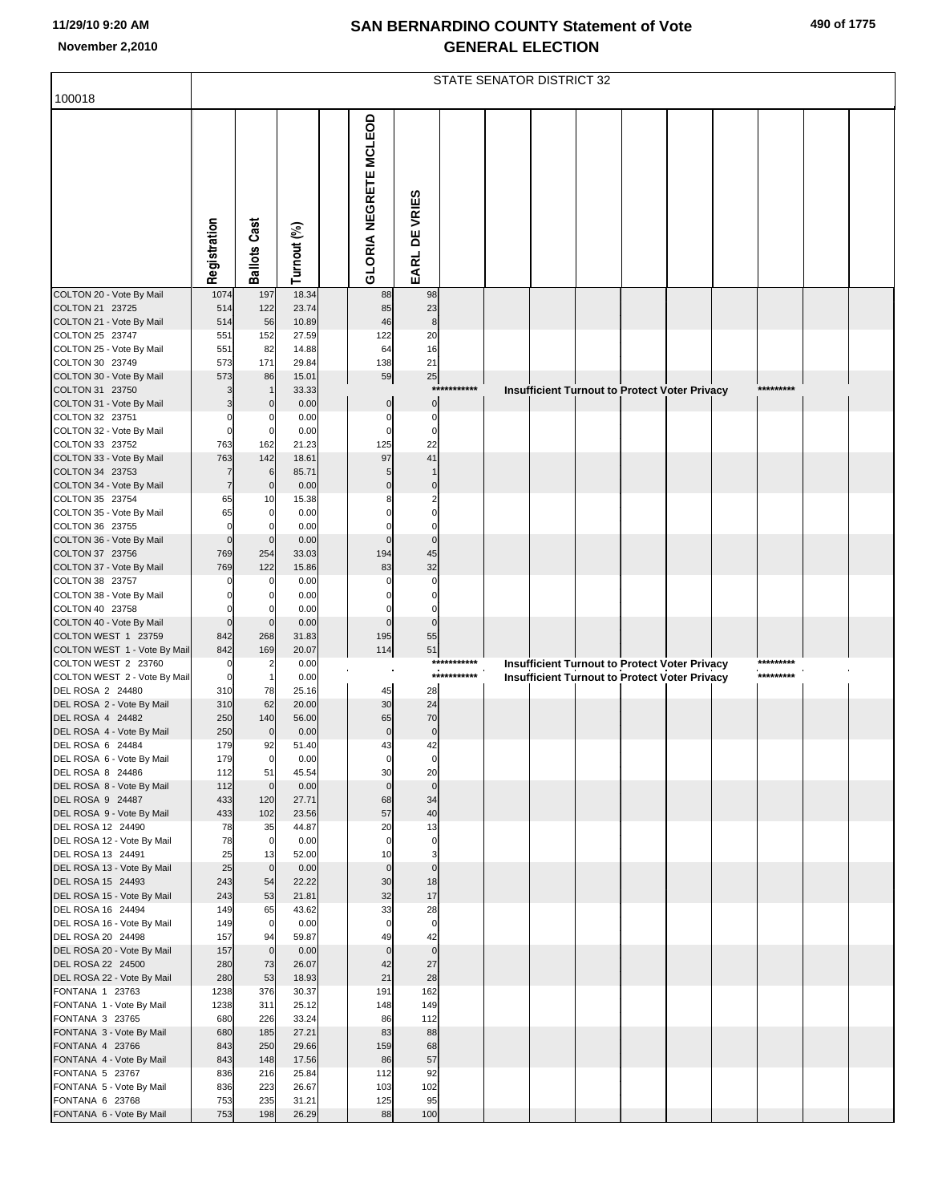# SAN BERNARDINO COUNTY Statement of Vote
## GENERAL ELECTION

11/29/10 9:20 AM
November 2,2010

100018

STATE SENATOR DISTRICT 32

| | Registration | Ballots Cast | Turnout (%) | GLORIA NEGRETE MCLEOD | EARL DE VRIES |
|---|---|---|---|---|---|
| COLTON 20 - Vote By Mail | 1074 | 197 | 18.34 | 88 | 98 |
| COLTON 21 23725 | 514 | 122 | 23.74 | 85 | 23 |
| COLTON 21 - Vote By Mail | 514 | 56 | 10.89 | 46 | 8 |
| COLTON 25 23747 | 551 | 152 | 27.59 | 122 | 20 |
| COLTON 25 - Vote By Mail | 551 | 82 | 14.88 | 64 | 16 |
| COLTON 30 23749 | 573 | 171 | 29.84 | 138 | 21 |
| COLTON 30 - Vote By Mail | 573 | 86 | 15.01 | 59 | 25 |
| COLTON 31 23750 | 3 | 1 | 33.33 | *********** Insufficient Turnout to Protect Voter Privacy ********* | |
| COLTON 31 - Vote By Mail | 3 | 0 | 0.00 | 0 | 0 |
| COLTON 32 23751 | 0 | 0 | 0.00 | 0 | 0 |
| COLTON 32 - Vote By Mail | 0 | 0 | 0.00 | 0 | 0 |
| COLTON 33 23752 | 763 | 162 | 21.23 | 125 | 22 |
| COLTON 33 - Vote By Mail | 763 | 142 | 18.61 | 97 | 41 |
| COLTON 34 23753 | 7 | 6 | 85.71 | 5 | 1 |
| COLTON 34 - Vote By Mail | 7 | 0 | 0.00 | 0 | 0 |
| COLTON 35 23754 | 65 | 10 | 15.38 | 8 | 2 |
| COLTON 35 - Vote By Mail | 65 | 0 | 0.00 | 0 | 0 |
| COLTON 36 23755 | 0 | 0 | 0.00 | 0 | 0 |
| COLTON 36 - Vote By Mail | 0 | 0 | 0.00 | 0 | 0 |
| COLTON 37 23756 | 769 | 254 | 33.03 | 194 | 45 |
| COLTON 37 - Vote By Mail | 769 | 122 | 15.86 | 83 | 32 |
| COLTON 38 23757 | 0 | 0 | 0.00 | 0 | 0 |
| COLTON 38 - Vote By Mail | 0 | 0 | 0.00 | 0 | 0 |
| COLTON 40 23758 | 0 | 0 | 0.00 | 0 | 0 |
| COLTON 40 - Vote By Mail | 0 | 0 | 0.00 | 0 | 0 |
| COLTON WEST 1 23759 | 842 | 268 | 31.83 | 195 | 55 |
| COLTON WEST 1 - Vote By Mail | 842 | 169 | 20.07 | 114 | 51 |
| COLTON WEST 2 23760 | 0 | 2 | 0.00 | *********** Insufficient Turnout to Protect Voter Privacy ********* | |
| COLTON WEST 2 - Vote By Mail | 0 | 1 | 0.00 | *********** Insufficient Turnout to Protect Voter Privacy ********* | |
| DEL ROSA 2 24480 | 310 | 78 | 25.16 | 45 | 28 |
| DEL ROSA 2 - Vote By Mail | 310 | 62 | 20.00 | 30 | 24 |
| DEL ROSA 4 24482 | 250 | 140 | 56.00 | 65 | 70 |
| DEL ROSA 4 - Vote By Mail | 250 | 0 | 0.00 | 0 | 0 |
| DEL ROSA 6 24484 | 179 | 92 | 51.40 | 43 | 42 |
| DEL ROSA 6 - Vote By Mail | 179 | 0 | 0.00 | 0 | 0 |
| DEL ROSA 8 24486 | 112 | 51 | 45.54 | 30 | 20 |
| DEL ROSA 8 - Vote By Mail | 112 | 0 | 0.00 | 0 | 0 |
| DEL ROSA 9 24487 | 433 | 120 | 27.71 | 68 | 34 |
| DEL ROSA 9 - Vote By Mail | 433 | 102 | 23.56 | 57 | 40 |
| DEL ROSA 12 24490 | 78 | 35 | 44.87 | 20 | 13 |
| DEL ROSA 12 - Vote By Mail | 78 | 0 | 0.00 | 0 | 0 |
| DEL ROSA 13 24491 | 25 | 13 | 52.00 | 10 | 3 |
| DEL ROSA 13 - Vote By Mail | 25 | 0 | 0.00 | 0 | 0 |
| DEL ROSA 15 24493 | 243 | 54 | 22.22 | 30 | 18 |
| DEL ROSA 15 - Vote By Mail | 243 | 53 | 21.81 | 32 | 17 |
| DEL ROSA 16 24494 | 149 | 65 | 43.62 | 33 | 28 |
| DEL ROSA 16 - Vote By Mail | 149 | 0 | 0.00 | 0 | 0 |
| DEL ROSA 20 24498 | 157 | 94 | 59.87 | 49 | 42 |
| DEL ROSA 20 - Vote By Mail | 157 | 0 | 0.00 | 0 | 0 |
| DEL ROSA 22 24500 | 280 | 73 | 26.07 | 42 | 27 |
| DEL ROSA 22 - Vote By Mail | 280 | 53 | 18.93 | 21 | 28 |
| FONTANA 1 23763 | 1238 | 376 | 30.37 | 191 | 162 |
| FONTANA 1 - Vote By Mail | 1238 | 311 | 25.12 | 148 | 149 |
| FONTANA 3 23765 | 680 | 226 | 33.24 | 86 | 112 |
| FONTANA 3 - Vote By Mail | 680 | 185 | 27.21 | 83 | 88 |
| FONTANA 4 23766 | 843 | 250 | 29.66 | 159 | 68 |
| FONTANA 4 - Vote By Mail | 843 | 148 | 17.56 | 86 | 57 |
| FONTANA 5 23767 | 836 | 216 | 25.84 | 112 | 92 |
| FONTANA 5 - Vote By Mail | 836 | 223 | 26.67 | 103 | 102 |
| FONTANA 6 23768 | 753 | 235 | 31.21 | 125 | 95 |
| FONTANA 6 - Vote By Mail | 753 | 198 | 26.29 | 88 | 100 |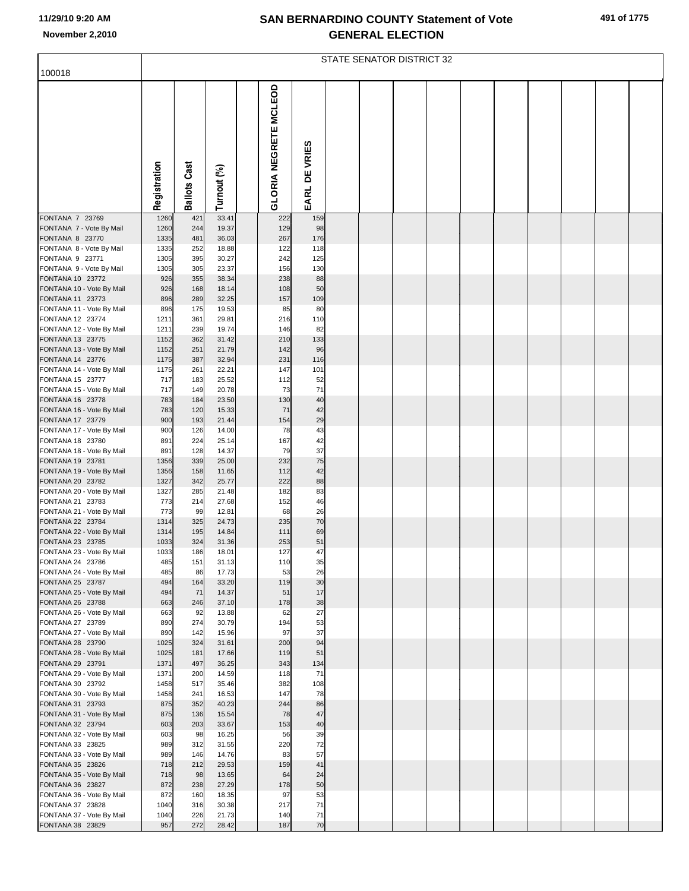# SAN BERNARDINO COUNTY Statement of Vote
## GENERAL ELECTION

November 2,2010

100018

STATE SENATOR DISTRICT 32

| | Registration | Ballots Cast | Turnout (%) | | GLORIA NEGRETE MCLEOD | EARL DE VRIES |
|---|---|---|---|---|---|---|
| FONTANA 7 23769 | 1260 | 421 | 33.41 | | 222 | 159 |
| FONTANA 7 - Vote By Mail | 1260 | 244 | 19.37 | | 129 | 98 |
| FONTANA 8 23770 | 1335 | 481 | 36.03 | | 267 | 176 |
| FONTANA 8 - Vote By Mail | 1335 | 252 | 18.88 | | 122 | 118 |
| FONTANA 9 23771 | 1305 | 395 | 30.27 | | 242 | 125 |
| FONTANA 9 - Vote By Mail | 1305 | 305 | 23.37 | | 156 | 130 |
| FONTANA 10 23772 | 926 | 355 | 38.34 | | 238 | 88 |
| FONTANA 10 - Vote By Mail | 926 | 168 | 18.14 | | 108 | 50 |
| FONTANA 11 23773 | 896 | 289 | 32.25 | | 157 | 109 |
| FONTANA 11 - Vote By Mail | 896 | 175 | 19.53 | | 85 | 80 |
| FONTANA 12 23774 | 1211 | 361 | 29.81 | | 216 | 110 |
| FONTANA 12 - Vote By Mail | 1211 | 239 | 19.74 | | 146 | 82 |
| FONTANA 13 23775 | 1152 | 362 | 31.42 | | 210 | 133 |
| FONTANA 13 - Vote By Mail | 1152 | 251 | 21.79 | | 142 | 96 |
| FONTANA 14 23776 | 1175 | 387 | 32.94 | | 231 | 116 |
| FONTANA 14 - Vote By Mail | 1175 | 261 | 22.21 | | 147 | 101 |
| FONTANA 15 23777 | 717 | 183 | 25.52 | | 112 | 52 |
| FONTANA 15 - Vote By Mail | 717 | 149 | 20.78 | | 73 | 71 |
| FONTANA 16 23778 | 783 | 184 | 23.50 | | 130 | 40 |
| FONTANA 16 - Vote By Mail | 783 | 120 | 15.33 | | 71 | 42 |
| FONTANA 17 23779 | 900 | 193 | 21.44 | | 154 | 29 |
| FONTANA 17 - Vote By Mail | 900 | 126 | 14.00 | | 78 | 43 |
| FONTANA 18 23780 | 891 | 224 | 25.14 | | 167 | 42 |
| FONTANA 18 - Vote By Mail | 891 | 128 | 14.37 | | 79 | 37 |
| FONTANA 19 23781 | 1356 | 339 | 25.00 | | 232 | 75 |
| FONTANA 19 - Vote By Mail | 1356 | 158 | 11.65 | | 112 | 42 |
| FONTANA 20 23782 | 1327 | 342 | 25.77 | | 222 | 88 |
| FONTANA 20 - Vote By Mail | 1327 | 285 | 21.48 | | 182 | 83 |
| FONTANA 21 23783 | 773 | 214 | 27.68 | | 152 | 46 |
| FONTANA 21 - Vote By Mail | 773 | 99 | 12.81 | | 68 | 26 |
| FONTANA 22 23784 | 1314 | 325 | 24.73 | | 235 | 70 |
| FONTANA 22 - Vote By Mail | 1314 | 195 | 14.84 | | 111 | 69 |
| FONTANA 23 23785 | 1033 | 324 | 31.36 | | 253 | 51 |
| FONTANA 23 - Vote By Mail | 1033 | 186 | 18.01 | | 127 | 47 |
| FONTANA 24 23786 | 485 | 151 | 31.13 | | 110 | 35 |
| FONTANA 24 - Vote By Mail | 485 | 86 | 17.73 | | 53 | 26 |
| FONTANA 25 23787 | 494 | 164 | 33.20 | | 119 | 30 |
| FONTANA 25 - Vote By Mail | 494 | 71 | 14.37 | | 51 | 17 |
| FONTANA 26 23788 | 663 | 246 | 37.10 | | 178 | 38 |
| FONTANA 26 - Vote By Mail | 663 | 92 | 13.88 | | 62 | 27 |
| FONTANA 27 23789 | 890 | 274 | 30.79 | | 194 | 53 |
| FONTANA 27 - Vote By Mail | 890 | 142 | 15.96 | | 97 | 37 |
| FONTANA 28 23790 | 1025 | 324 | 31.61 | | 200 | 94 |
| FONTANA 28 - Vote By Mail | 1025 | 181 | 17.66 | | 119 | 51 |
| FONTANA 29 23791 | 1371 | 497 | 36.25 | | 343 | 134 |
| FONTANA 29 - Vote By Mail | 1371 | 200 | 14.59 | | 118 | 71 |
| FONTANA 30 23792 | 1458 | 517 | 35.46 | | 382 | 108 |
| FONTANA 30 - Vote By Mail | 1458 | 241 | 16.53 | | 147 | 78 |
| FONTANA 31 23793 | 875 | 352 | 40.23 | | 244 | 86 |
| FONTANA 31 - Vote By Mail | 875 | 136 | 15.54 | | 78 | 47 |
| FONTANA 32 23794 | 603 | 203 | 33.67 | | 153 | 40 |
| FONTANA 32 - Vote By Mail | 603 | 98 | 16.25 | | 56 | 39 |
| FONTANA 33 23825 | 989 | 312 | 31.55 | | 220 | 72 |
| FONTANA 33 - Vote By Mail | 989 | 146 | 14.76 | | 83 | 57 |
| FONTANA 35 23826 | 718 | 212 | 29.53 | | 159 | 41 |
| FONTANA 35 - Vote By Mail | 718 | 98 | 13.65 | | 64 | 24 |
| FONTANA 36 23827 | 872 | 238 | 27.29 | | 178 | 50 |
| FONTANA 36 - Vote By Mail | 872 | 160 | 18.35 | | 97 | 53 |
| FONTANA 37 23828 | 1040 | 316 | 30.38 | | 217 | 71 |
| FONTANA 37 - Vote By Mail | 1040 | 226 | 21.73 | | 140 | 71 |
| FONTANA 38 23829 | 957 | 272 | 28.42 | | 187 | 70 |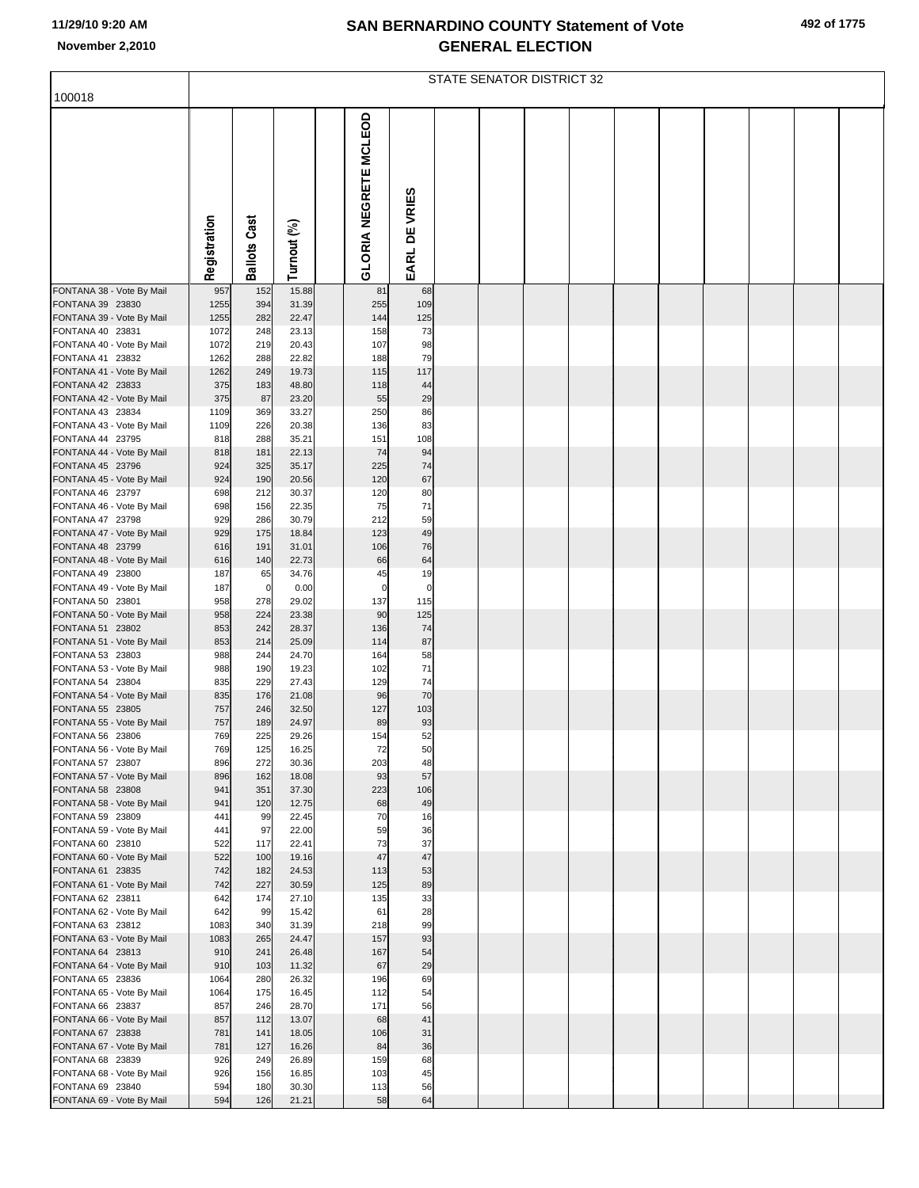# SAN BERNARDINO COUNTY Statement of Vote
## GENERAL ELECTION

11/29/10 9:20 AM
November 2,2010

100018

STATE SENATOR DISTRICT 32

| | Registration | Ballots Cast | Turnout (%) | | GLORIA NEGRETE MCLEOD | EARL DE VRIES |
|---|---|---|---|---|---|---|
| FONTANA 38 - Vote By Mail | 957 | 152 | 15.88 | | 81 | 68 |
| FONTANA 39 23830 | 1255 | 394 | 31.39 | | 255 | 109 |
| FONTANA 39 - Vote By Mail | 1255 | 282 | 22.47 | | 144 | 125 |
| FONTANA 40 23831 | 1072 | 248 | 23.13 | | 158 | 73 |
| FONTANA 40 - Vote By Mail | 1072 | 219 | 20.43 | | 107 | 98 |
| FONTANA 41 23832 | 1262 | 288 | 22.82 | | 188 | 79 |
| FONTANA 41 - Vote By Mail | 1262 | 249 | 19.73 | | 115 | 117 |
| FONTANA 42 23833 | 375 | 183 | 48.80 | | 118 | 44 |
| FONTANA 42 - Vote By Mail | 375 | 87 | 23.20 | | 55 | 29 |
| FONTANA 43 23834 | 1109 | 369 | 33.27 | | 250 | 86 |
| FONTANA 43 - Vote By Mail | 1109 | 226 | 20.38 | | 136 | 83 |
| FONTANA 44 23795 | 818 | 288 | 35.21 | | 151 | 108 |
| FONTANA 44 - Vote By Mail | 818 | 181 | 22.13 | | 74 | 94 |
| FONTANA 45 23796 | 924 | 325 | 35.17 | | 225 | 74 |
| FONTANA 45 - Vote By Mail | 924 | 190 | 20.56 | | 120 | 67 |
| FONTANA 46 23797 | 698 | 212 | 30.37 | | 120 | 80 |
| FONTANA 46 - Vote By Mail | 698 | 156 | 22.35 | | 75 | 71 |
| FONTANA 47 23798 | 929 | 286 | 30.79 | | 212 | 59 |
| FONTANA 47 - Vote By Mail | 929 | 175 | 18.84 | | 123 | 49 |
| FONTANA 48 23799 | 616 | 191 | 31.01 | | 106 | 76 |
| FONTANA 48 - Vote By Mail | 616 | 140 | 22.73 | | 66 | 64 |
| FONTANA 49 23800 | 187 | 65 | 34.76 | | 45 | 19 |
| FONTANA 49 - Vote By Mail | 187 | 0 | 0.00 | | 0 | 0 |
| FONTANA 50 23801 | 958 | 278 | 29.02 | | 137 | 115 |
| FONTANA 50 - Vote By Mail | 958 | 224 | 23.38 | | 90 | 125 |
| FONTANA 51 23802 | 853 | 242 | 28.37 | | 136 | 74 |
| FONTANA 51 - Vote By Mail | 853 | 214 | 25.09 | | 114 | 87 |
| FONTANA 53 23803 | 988 | 244 | 24.70 | | 164 | 58 |
| FONTANA 53 - Vote By Mail | 988 | 190 | 19.23 | | 102 | 71 |
| FONTANA 54 23804 | 835 | 229 | 27.43 | | 129 | 74 |
| FONTANA 54 - Vote By Mail | 835 | 176 | 21.08 | | 96 | 70 |
| FONTANA 55 23805 | 757 | 246 | 32.50 | | 127 | 103 |
| FONTANA 55 - Vote By Mail | 757 | 189 | 24.97 | | 89 | 93 |
| FONTANA 56 23806 | 769 | 225 | 29.26 | | 154 | 52 |
| FONTANA 56 - Vote By Mail | 769 | 125 | 16.25 | | 72 | 50 |
| FONTANA 57 23807 | 896 | 272 | 30.36 | | 203 | 48 |
| FONTANA 57 - Vote By Mail | 896 | 162 | 18.08 | | 93 | 57 |
| FONTANA 58 23808 | 941 | 351 | 37.30 | | 223 | 106 |
| FONTANA 58 - Vote By Mail | 941 | 120 | 12.75 | | 68 | 49 |
| FONTANA 59 23809 | 441 | 99 | 22.45 | | 70 | 16 |
| FONTANA 59 - Vote By Mail | 441 | 97 | 22.00 | | 59 | 36 |
| FONTANA 60 23810 | 522 | 117 | 22.41 | | 73 | 37 |
| FONTANA 60 - Vote By Mail | 522 | 100 | 19.16 | | 47 | 47 |
| FONTANA 61 23835 | 742 | 182 | 24.53 | | 113 | 53 |
| FONTANA 61 - Vote By Mail | 742 | 227 | 30.59 | | 125 | 89 |
| FONTANA 62 23811 | 642 | 174 | 27.10 | | 135 | 33 |
| FONTANA 62 - Vote By Mail | 642 | 99 | 15.42 | | 61 | 28 |
| FONTANA 63 23812 | 1083 | 340 | 31.39 | | 218 | 99 |
| FONTANA 63 - Vote By Mail | 1083 | 265 | 24.47 | | 157 | 93 |
| FONTANA 64 23813 | 910 | 241 | 26.48 | | 167 | 54 |
| FONTANA 64 - Vote By Mail | 910 | 103 | 11.32 | | 67 | 29 |
| FONTANA 65 23836 | 1064 | 280 | 26.32 | | 196 | 69 |
| FONTANA 65 - Vote By Mail | 1064 | 175 | 16.45 | | 112 | 54 |
| FONTANA 66 23837 | 857 | 246 | 28.70 | | 171 | 56 |
| FONTANA 66 - Vote By Mail | 857 | 112 | 13.07 | | 68 | 41 |
| FONTANA 67 23838 | 781 | 141 | 18.05 | | 106 | 31 |
| FONTANA 67 - Vote By Mail | 781 | 127 | 16.26 | | 84 | 36 |
| FONTANA 68 23839 | 926 | 249 | 26.89 | | 159 | 68 |
| FONTANA 68 - Vote By Mail | 926 | 156 | 16.85 | | 103 | 45 |
| FONTANA 69 23840 | 594 | 180 | 30.30 | | 113 | 56 |
| FONTANA 69 - Vote By Mail | 594 | 126 | 21.21 | | 58 | 64 |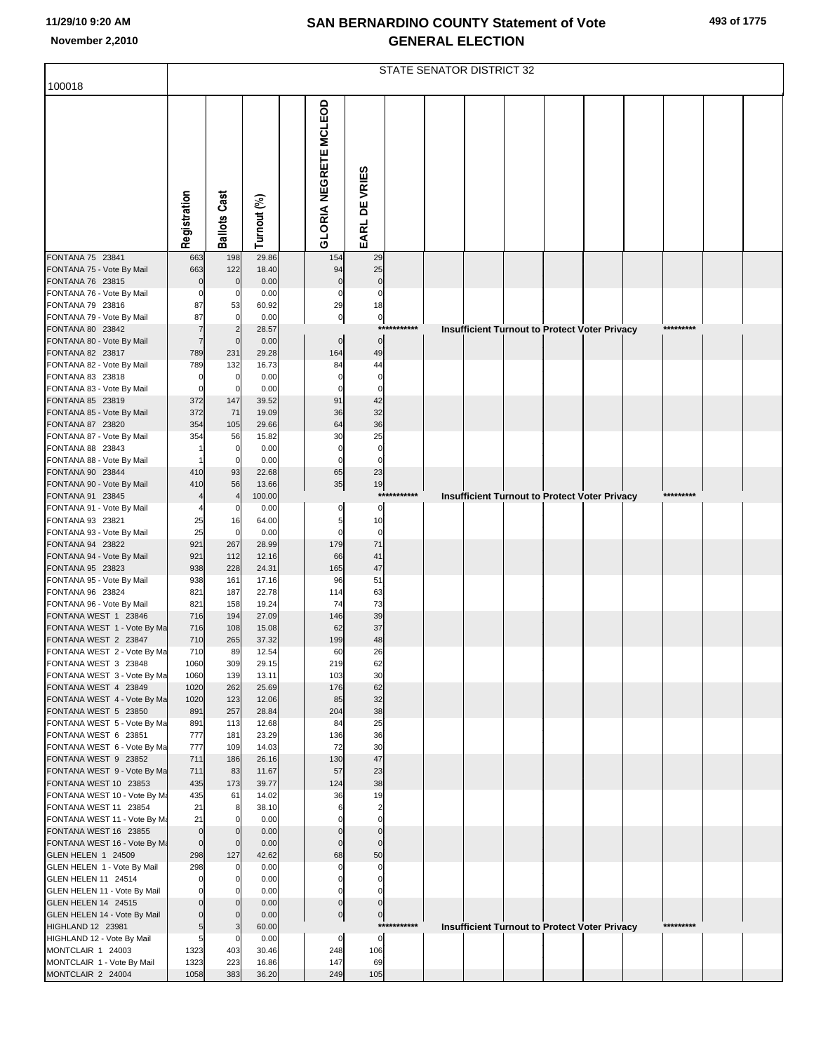# SAN BERNARDINO COUNTY Statement of Vote
# GENERAL ELECTION

November 2,2010

## STATE SENATOR DISTRICT 32

100018

| | Registration | Ballots Cast | Turnout (%) | | GLORIA NEGRETE MCLEOD | EARL DE VRIES |
|---|---|---|---|---|---|---|
| FONTANA 75 23841 | 663 | 198 | 29.86 | | 154 | 29 |
| FONTANA 75 - Vote By Mail | 663 | 122 | 18.40 | | 94 | 25 |
| FONTANA 76 23815 | 0 | 0 | 0.00 | | 0 | 0 |
| FONTANA 76 - Vote By Mail | 0 | 0 | 0.00 | | 0 | 0 |
| FONTANA 79 23816 | 87 | 53 | 60.92 | | 29 | 18 |
| FONTANA 79 - Vote By Mail | 87 | 0 | 0.00 | | 0 | 0 |
| FONTANA 80 23842 | 7 | 2 | 28.57 | | *********** Insufficient Turnout to Protect Voter Privacy ********* | |
| FONTANA 80 - Vote By Mail | 7 | 0 | 0.00 | | 0 | 0 |
| FONTANA 82 23817 | 789 | 231 | 29.28 | | 164 | 49 |
| FONTANA 82 - Vote By Mail | 789 | 132 | 16.73 | | 84 | 44 |
| FONTANA 83 23818 | 0 | 0 | 0.00 | | 0 | 0 |
| FONTANA 83 - Vote By Mail | 0 | 0 | 0.00 | | 0 | 0 |
| FONTANA 85 23819 | 372 | 147 | 39.52 | | 91 | 42 |
| FONTANA 85 - Vote By Mail | 372 | 71 | 19.09 | | 36 | 32 |
| FONTANA 87 23820 | 354 | 105 | 29.66 | | 64 | 36 |
| FONTANA 87 - Vote By Mail | 354 | 56 | 15.82 | | 30 | 25 |
| FONTANA 88 23843 | 1 | 0 | 0.00 | | 0 | 0 |
| FONTANA 88 - Vote By Mail | 1 | 0 | 0.00 | | 0 | 0 |
| FONTANA 90 23844 | 410 | 93 | 22.68 | | 65 | 23 |
| FONTANA 90 - Vote By Mail | 410 | 56 | 13.66 | | 35 | 19 |
| FONTANA 91 23845 | 4 | 4 | 100.00 | | *********** Insufficient Turnout to Protect Voter Privacy ********* | |
| FONTANA 91 - Vote By Mail | 4 | 0 | 0.00 | | 0 | 0 |
| FONTANA 93 23821 | 25 | 16 | 64.00 | | 5 | 10 |
| FONTANA 93 - Vote By Mail | 25 | 0 | 0.00 | | 0 | 0 |
| FONTANA 94 23822 | 921 | 267 | 28.99 | | 179 | 71 |
| FONTANA 94 - Vote By Mail | 921 | 112 | 12.16 | | 66 | 41 |
| FONTANA 95 23823 | 938 | 228 | 24.31 | | 165 | 47 |
| FONTANA 95 - Vote By Mail | 938 | 161 | 17.16 | | 96 | 51 |
| FONTANA 96 23824 | 821 | 187 | 22.78 | | 114 | 63 |
| FONTANA 96 - Vote By Mail | 821 | 158 | 19.24 | | 74 | 73 |
| FONTANA WEST 1 23846 | 716 | 194 | 27.09 | | 146 | 39 |
| FONTANA WEST 1 - Vote By Ma | 716 | 108 | 15.08 | | 62 | 37 |
| FONTANA WEST 2 23847 | 710 | 265 | 37.32 | | 199 | 48 |
| FONTANA WEST 2 - Vote By Ma | 710 | 89 | 12.54 | | 60 | 26 |
| FONTANA WEST 3 23848 | 1060 | 309 | 29.15 | | 219 | 62 |
| FONTANA WEST 3 - Vote By Ma | 1060 | 139 | 13.11 | | 103 | 30 |
| FONTANA WEST 4 23849 | 1020 | 262 | 25.69 | | 176 | 62 |
| FONTANA WEST 4 - Vote By Ma | 1020 | 123 | 12.06 | | 85 | 32 |
| FONTANA WEST 5 23850 | 891 | 257 | 28.84 | | 204 | 38 |
| FONTANA WEST 5 - Vote By Ma | 891 | 113 | 12.68 | | 84 | 25 |
| FONTANA WEST 6 23851 | 777 | 181 | 23.29 | | 136 | 36 |
| FONTANA WEST 6 - Vote By Ma | 777 | 109 | 14.03 | | 72 | 30 |
| FONTANA WEST 9 23852 | 711 | 186 | 26.16 | | 130 | 47 |
| FONTANA WEST 9 - Vote By Ma | 711 | 83 | 11.67 | | 57 | 23 |
| FONTANA WEST 10 23853 | 435 | 173 | 39.77 | | 124 | 38 |
| FONTANA WEST 10 - Vote By Ma | 435 | 61 | 14.02 | | 36 | 19 |
| FONTANA WEST 11 23854 | 21 | 8 | 38.10 | | 6 | 2 |
| FONTANA WEST 11 - Vote By Ma | 21 | 0 | 0.00 | | 0 | 0 |
| FONTANA WEST 16 23855 | 0 | 0 | 0.00 | | 0 | 0 |
| FONTANA WEST 16 - Vote By Ma | 0 | 0 | 0.00 | | 0 | 0 |
| GLEN HELEN 1 24509 | 298 | 127 | 42.62 | | 68 | 50 |
| GLEN HELEN 1 - Vote By Mail | 298 | 0 | 0.00 | | 0 | 0 |
| GLEN HELEN 11 24514 | 0 | 0 | 0.00 | | 0 | 0 |
| GLEN HELEN 11 - Vote By Mail | 0 | 0 | 0.00 | | 0 | 0 |
| GLEN HELEN 14 24515 | 0 | 0 | 0.00 | | 0 | 0 |
| GLEN HELEN 14 - Vote By Mail | 0 | 0 | 0.00 | | 0 | 0 |
| HIGHLAND 12 23981 | 5 | 3 | 60.00 | | *********** Insufficient Turnout to Protect Voter Privacy ********* | |
| HIGHLAND 12 - Vote By Mail | 5 | 0 | 0.00 | | 0 | 0 |
| MONTCLAIR 1 24003 | 1323 | 403 | 30.46 | | 248 | 106 |
| MONTCLAIR 1 - Vote By Mail | 1323 | 223 | 16.86 | | 147 | 69 |
| MONTCLAIR 2 24004 | 1058 | 383 | 36.20 | | 249 | 105 |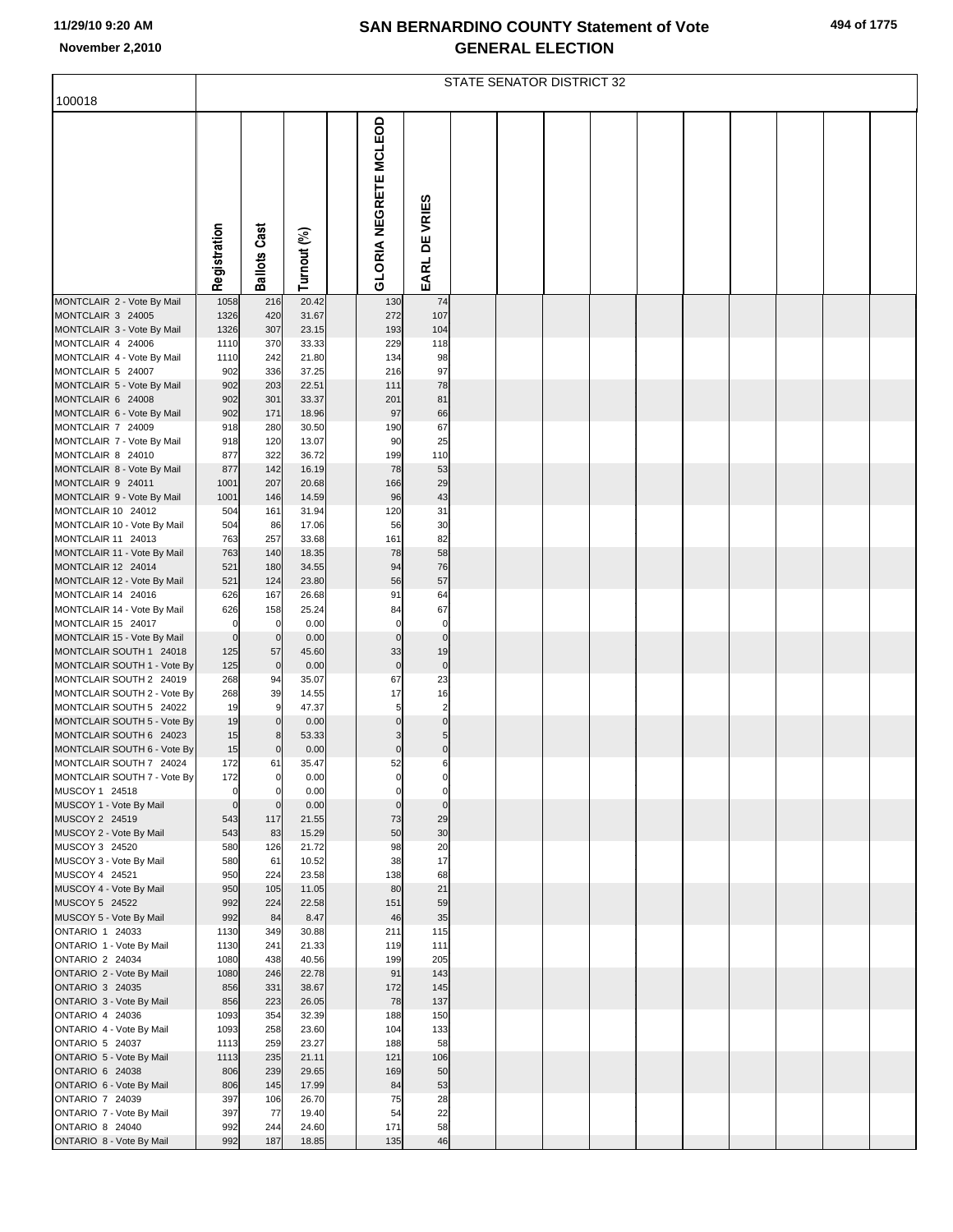# SAN BERNARDINO COUNTY Statement of Vote
## GENERAL ELECTION

November 2,2010

STATE SENATOR DISTRICT 32

| 100018 | Registration | Ballots Cast | Turnout (%) | | GLORIA NEGRETE MCLEOD | EARL DE VRIES |
|---|---|---|---|---|---|---|
| MONTCLAIR 2 - Vote By Mail | 1058 | 216 | 20.42 | | 130 | 74 |
| MONTCLAIR 3 24005 | 1326 | 420 | 31.67 | | 272 | 107 |
| MONTCLAIR 3 - Vote By Mail | 1326 | 307 | 23.15 | | 193 | 104 |
| MONTCLAIR 4 24006 | 1110 | 370 | 33.33 | | 229 | 118 |
| MONTCLAIR 4 - Vote By Mail | 1110 | 242 | 21.80 | | 134 | 98 |
| MONTCLAIR 5 24007 | 902 | 336 | 37.25 | | 216 | 97 |
| MONTCLAIR 5 - Vote By Mail | 902 | 203 | 22.51 | | 111 | 78 |
| MONTCLAIR 6 24008 | 902 | 301 | 33.37 | | 201 | 81 |
| MONTCLAIR 6 - Vote By Mail | 902 | 171 | 18.96 | | 97 | 66 |
| MONTCLAIR 7 24009 | 918 | 280 | 30.50 | | 190 | 67 |
| MONTCLAIR 7 - Vote By Mail | 918 | 120 | 13.07 | | 90 | 25 |
| MONTCLAIR 8 24010 | 877 | 322 | 36.72 | | 199 | 110 |
| MONTCLAIR 8 - Vote By Mail | 877 | 142 | 16.19 | | 78 | 53 |
| MONTCLAIR 9 24011 | 1001 | 207 | 20.68 | | 166 | 29 |
| MONTCLAIR 9 - Vote By Mail | 1001 | 146 | 14.59 | | 96 | 43 |
| MONTCLAIR 10 24012 | 504 | 161 | 31.94 | | 120 | 31 |
| MONTCLAIR 10 - Vote By Mail | 504 | 86 | 17.06 | | 56 | 30 |
| MONTCLAIR 11 24013 | 763 | 257 | 33.68 | | 161 | 82 |
| MONTCLAIR 11 - Vote By Mail | 763 | 140 | 18.35 | | 78 | 58 |
| MONTCLAIR 12 24014 | 521 | 180 | 34.55 | | 94 | 76 |
| MONTCLAIR 12 - Vote By Mail | 521 | 124 | 23.80 | | 56 | 57 |
| MONTCLAIR 14 24016 | 626 | 167 | 26.68 | | 91 | 64 |
| MONTCLAIR 14 - Vote By Mail | 626 | 158 | 25.24 | | 84 | 67 |
| MONTCLAIR 15 24017 | 0 | 0 | 0.00 | | 0 | 0 |
| MONTCLAIR 15 - Vote By Mail | 0 | 0 | 0.00 | | 0 | 0 |
| MONTCLAIR SOUTH 1 24018 | 125 | 57 | 45.60 | | 33 | 19 |
| MONTCLAIR SOUTH 1 - Vote By | 125 | 0 | 0.00 | | 0 | 0 |
| MONTCLAIR SOUTH 2 24019 | 268 | 94 | 35.07 | | 67 | 23 |
| MONTCLAIR SOUTH 2 - Vote By | 268 | 39 | 14.55 | | 17 | 16 |
| MONTCLAIR SOUTH 5 24022 | 19 | 9 | 47.37 | | 5 | 2 |
| MONTCLAIR SOUTH 5 - Vote By | 19 | 0 | 0.00 | | 0 | 0 |
| MONTCLAIR SOUTH 6 24023 | 15 | 8 | 53.33 | | 3 | 5 |
| MONTCLAIR SOUTH 6 - Vote By | 15 | 0 | 0.00 | | 0 | 0 |
| MONTCLAIR SOUTH 7 24024 | 172 | 61 | 35.47 | | 52 | 6 |
| MONTCLAIR SOUTH 7 - Vote By | 172 | 0 | 0.00 | | 0 | 0 |
| MUSCOY 1 24518 | 0 | 0 | 0.00 | | 0 | 0 |
| MUSCOY 1 - Vote By Mail | 0 | 0 | 0.00 | | 0 | 0 |
| MUSCOY 2 24519 | 543 | 117 | 21.55 | | 73 | 29 |
| MUSCOY 2 - Vote By Mail | 543 | 83 | 15.29 | | 50 | 30 |
| MUSCOY 3 24520 | 580 | 126 | 21.72 | | 98 | 20 |
| MUSCOY 3 - Vote By Mail | 580 | 61 | 10.52 | | 38 | 17 |
| MUSCOY 4 24521 | 950 | 224 | 23.58 | | 138 | 68 |
| MUSCOY 4 - Vote By Mail | 950 | 105 | 11.05 | | 80 | 21 |
| MUSCOY 5 24522 | 992 | 224 | 22.58 | | 151 | 59 |
| MUSCOY 5 - Vote By Mail | 992 | 84 | 8.47 | | 46 | 35 |
| ONTARIO 1 24033 | 1130 | 349 | 30.88 | | 211 | 115 |
| ONTARIO 1 - Vote By Mail | 1130 | 241 | 21.33 | | 119 | 111 |
| ONTARIO 2 24034 | 1080 | 438 | 40.56 | | 199 | 205 |
| ONTARIO 2 - Vote By Mail | 1080 | 246 | 22.78 | | 91 | 143 |
| ONTARIO 3 24035 | 856 | 331 | 38.67 | | 172 | 145 |
| ONTARIO 3 - Vote By Mail | 856 | 223 | 26.05 | | 78 | 137 |
| ONTARIO 4 24036 | 1093 | 354 | 32.39 | | 188 | 150 |
| ONTARIO 4 - Vote By Mail | 1093 | 258 | 23.60 | | 104 | 133 |
| ONTARIO 5 24037 | 1113 | 259 | 23.27 | | 188 | 58 |
| ONTARIO 5 - Vote By Mail | 1113 | 235 | 21.11 | | 121 | 106 |
| ONTARIO 6 24038 | 806 | 239 | 29.65 | | 169 | 50 |
| ONTARIO 6 - Vote By Mail | 806 | 145 | 17.99 | | 84 | 53 |
| ONTARIO 7 24039 | 397 | 106 | 26.70 | | 75 | 28 |
| ONTARIO 7 - Vote By Mail | 397 | 77 | 19.40 | | 54 | 22 |
| ONTARIO 8 24040 | 992 | 244 | 24.60 | | 171 | 58 |
| ONTARIO 8 - Vote By Mail | 992 | 187 | 18.85 | | 135 | 46 |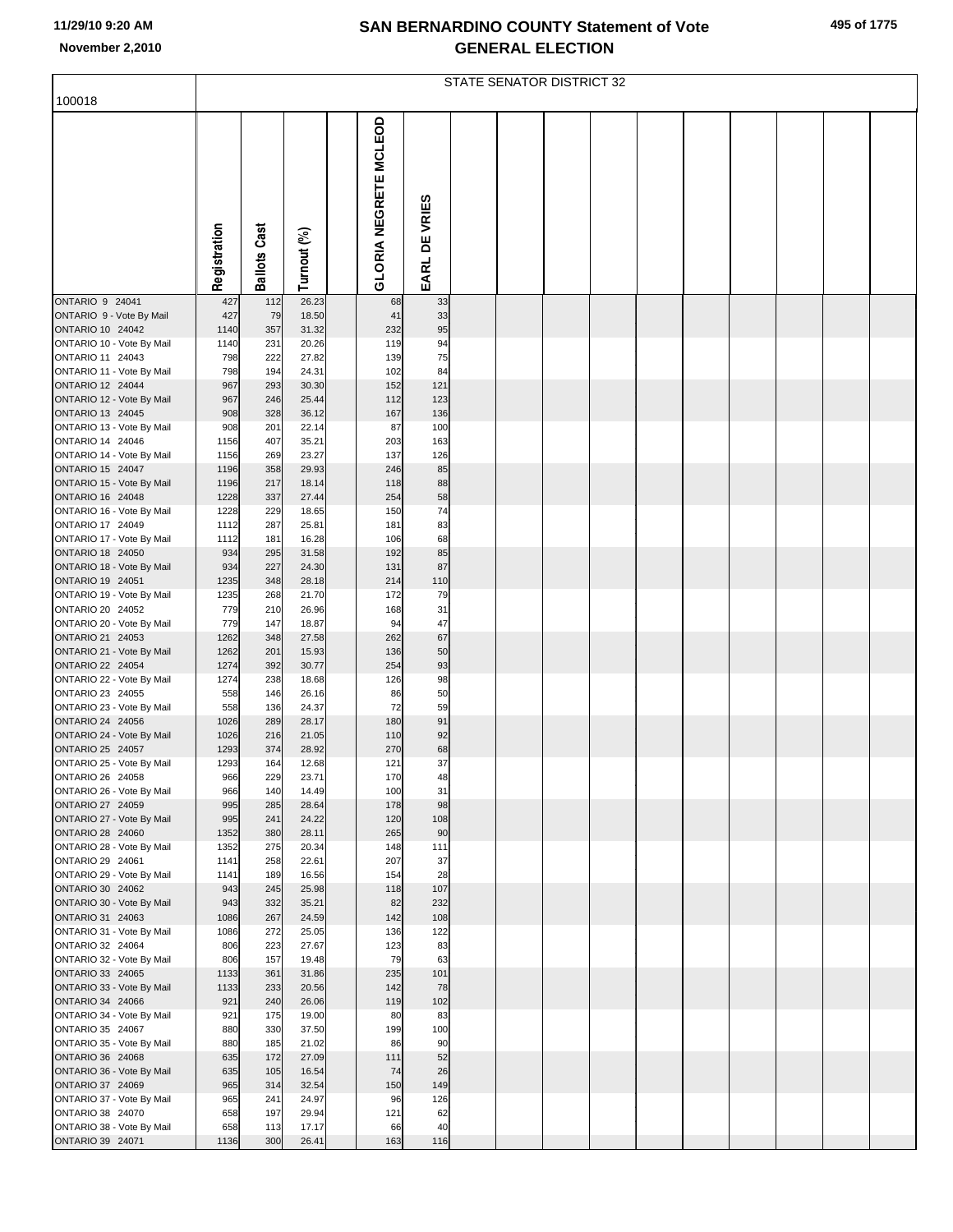# SAN BERNARDINO COUNTY Statement of Vote
## GENERAL ELECTION

100018

STATE SENATOR DISTRICT 32

| | Registration | Ballots Cast | Turnout (%) | | GLORIA NEGRETE MCLEOD | EARL DE VRIES |
|---|---|---|---|---|---|---|
| ONTARIO 9 24041 | 427 | 112 | 26.23 | | 68 | 33 |
| ONTARIO 9 - Vote By Mail | 427 | 79 | 18.50 | | 41 | 33 |
| ONTARIO 10 24042 | 1140 | 357 | 31.32 | | 232 | 95 |
| ONTARIO 10 - Vote By Mail | 1140 | 231 | 20.26 | | 119 | 94 |
| ONTARIO 11 24043 | 798 | 222 | 27.82 | | 139 | 75 |
| ONTARIO 11 - Vote By Mail | 798 | 194 | 24.31 | | 102 | 84 |
| ONTARIO 12 24044 | 967 | 293 | 30.30 | | 152 | 121 |
| ONTARIO 12 - Vote By Mail | 967 | 246 | 25.44 | | 112 | 123 |
| ONTARIO 13 24045 | 908 | 328 | 36.12 | | 167 | 136 |
| ONTARIO 13 - Vote By Mail | 908 | 201 | 22.14 | | 87 | 100 |
| ONTARIO 14 24046 | 1156 | 407 | 35.21 | | 203 | 163 |
| ONTARIO 14 - Vote By Mail | 1156 | 269 | 23.27 | | 137 | 126 |
| ONTARIO 15 24047 | 1196 | 358 | 29.93 | | 246 | 85 |
| ONTARIO 15 - Vote By Mail | 1196 | 217 | 18.14 | | 118 | 88 |
| ONTARIO 16 24048 | 1228 | 337 | 27.44 | | 254 | 58 |
| ONTARIO 16 - Vote By Mail | 1228 | 229 | 18.65 | | 150 | 74 |
| ONTARIO 17 24049 | 1112 | 287 | 25.81 | | 181 | 83 |
| ONTARIO 17 - Vote By Mail | 1112 | 181 | 16.28 | | 106 | 68 |
| ONTARIO 18 24050 | 934 | 295 | 31.58 | | 192 | 85 |
| ONTARIO 18 - Vote By Mail | 934 | 227 | 24.30 | | 131 | 87 |
| ONTARIO 19 24051 | 1235 | 348 | 28.18 | | 214 | 110 |
| ONTARIO 19 - Vote By Mail | 1235 | 268 | 21.70 | | 172 | 79 |
| ONTARIO 20 24052 | 779 | 210 | 26.96 | | 168 | 31 |
| ONTARIO 20 - Vote By Mail | 779 | 147 | 18.87 | | 94 | 47 |
| ONTARIO 21 24053 | 1262 | 348 | 27.58 | | 262 | 67 |
| ONTARIO 21 - Vote By Mail | 1262 | 201 | 15.93 | | 136 | 50 |
| ONTARIO 22 24054 | 1274 | 392 | 30.77 | | 254 | 93 |
| ONTARIO 22 - Vote By Mail | 1274 | 238 | 18.68 | | 126 | 98 |
| ONTARIO 23 24055 | 558 | 146 | 26.16 | | 86 | 50 |
| ONTARIO 23 - Vote By Mail | 558 | 136 | 24.37 | | 72 | 59 |
| ONTARIO 24 24056 | 1026 | 289 | 28.17 | | 180 | 91 |
| ONTARIO 24 - Vote By Mail | 1026 | 216 | 21.05 | | 110 | 92 |
| ONTARIO 25 24057 | 1293 | 374 | 28.92 | | 270 | 68 |
| ONTARIO 25 - Vote By Mail | 1293 | 164 | 12.68 | | 121 | 37 |
| ONTARIO 26 24058 | 966 | 229 | 23.71 | | 170 | 48 |
| ONTARIO 26 - Vote By Mail | 966 | 140 | 14.49 | | 100 | 31 |
| ONTARIO 27 24059 | 995 | 285 | 28.64 | | 178 | 98 |
| ONTARIO 27 - Vote By Mail | 995 | 241 | 24.22 | | 120 | 108 |
| ONTARIO 28 24060 | 1352 | 380 | 28.11 | | 265 | 90 |
| ONTARIO 28 - Vote By Mail | 1352 | 275 | 20.34 | | 148 | 111 |
| ONTARIO 29 24061 | 1141 | 258 | 22.61 | | 207 | 37 |
| ONTARIO 29 - Vote By Mail | 1141 | 189 | 16.56 | | 154 | 28 |
| ONTARIO 30 24062 | 943 | 245 | 25.98 | | 118 | 107 |
| ONTARIO 30 - Vote By Mail | 943 | 332 | 35.21 | | 82 | 232 |
| ONTARIO 31 24063 | 1086 | 267 | 24.59 | | 142 | 108 |
| ONTARIO 31 - Vote By Mail | 1086 | 272 | 25.05 | | 136 | 122 |
| ONTARIO 32 24064 | 806 | 223 | 27.67 | | 123 | 83 |
| ONTARIO 32 - Vote By Mail | 806 | 157 | 19.48 | | 79 | 63 |
| ONTARIO 33 24065 | 1133 | 361 | 31.86 | | 235 | 101 |
| ONTARIO 33 - Vote By Mail | 1133 | 233 | 20.56 | | 142 | 78 |
| ONTARIO 34 24066 | 921 | 240 | 26.06 | | 119 | 102 |
| ONTARIO 34 - Vote By Mail | 921 | 175 | 19.00 | | 80 | 83 |
| ONTARIO 35 24067 | 880 | 330 | 37.50 | | 199 | 100 |
| ONTARIO 35 - Vote By Mail | 880 | 185 | 21.02 | | 86 | 90 |
| ONTARIO 36 24068 | 635 | 172 | 27.09 | | 111 | 52 |
| ONTARIO 36 - Vote By Mail | 635 | 105 | 16.54 | | 74 | 26 |
| ONTARIO 37 24069 | 965 | 314 | 32.54 | | 150 | 149 |
| ONTARIO 37 - Vote By Mail | 965 | 241 | 24.97 | | 96 | 126 |
| ONTARIO 38 24070 | 658 | 197 | 29.94 | | 121 | 62 |
| ONTARIO 38 - Vote By Mail | 658 | 113 | 17.17 | | 66 | 40 |
| ONTARIO 39 24071 | 1136 | 300 | 26.41 | | 163 | 116 |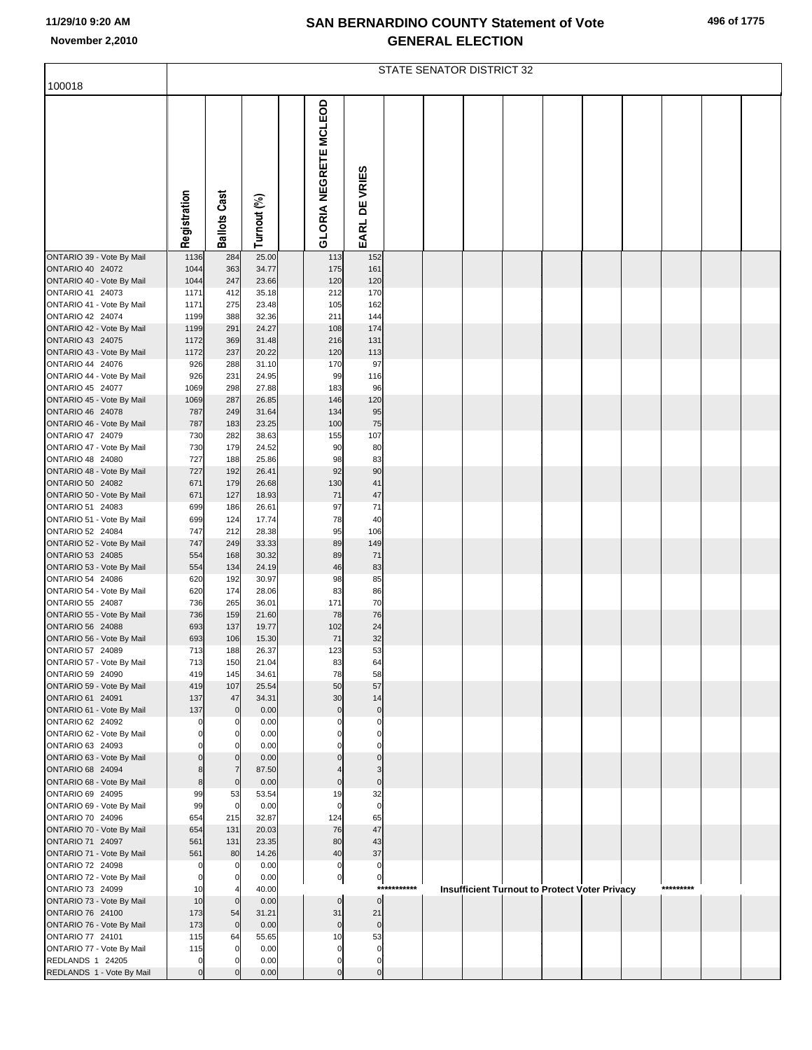# SAN BERNARDINO COUNTY Statement of Vote
## GENERAL ELECTION

11/29/10 9:20 AM
November 2,2010

100018

STATE SENATOR DISTRICT 32

| | Registration | Ballots Cast | Turnout (%) | | GLORIA NEGRETE MCLEOD | EARL DE VRIES |
|---|---|---|---|---|---|---|
| ONTARIO 39 - Vote By Mail | 1136 | 284 | 25.00 | | 113 | 152 |
| ONTARIO 40 24072 | 1044 | 363 | 34.77 | | 175 | 161 |
| ONTARIO 40 - Vote By Mail | 1044 | 247 | 23.66 | | 120 | 120 |
| ONTARIO 41 24073 | 1171 | 412 | 35.18 | | 212 | 170 |
| ONTARIO 41 - Vote By Mail | 1171 | 275 | 23.48 | | 105 | 162 |
| ONTARIO 42 24074 | 1199 | 388 | 32.36 | | 211 | 144 |
| ONTARIO 42 - Vote By Mail | 1199 | 291 | 24.27 | | 108 | 174 |
| ONTARIO 43 24075 | 1172 | 369 | 31.48 | | 216 | 131 |
| ONTARIO 43 - Vote By Mail | 1172 | 237 | 20.22 | | 120 | 113 |
| ONTARIO 44 24076 | 926 | 288 | 31.10 | | 170 | 97 |
| ONTARIO 44 - Vote By Mail | 926 | 231 | 24.95 | | 99 | 116 |
| ONTARIO 45 24077 | 1069 | 298 | 27.88 | | 183 | 96 |
| ONTARIO 45 - Vote By Mail | 1069 | 287 | 26.85 | | 146 | 120 |
| ONTARIO 46 24078 | 787 | 249 | 31.64 | | 134 | 95 |
| ONTARIO 46 - Vote By Mail | 787 | 183 | 23.25 | | 100 | 75 |
| ONTARIO 47 24079 | 730 | 282 | 38.63 | | 155 | 107 |
| ONTARIO 47 - Vote By Mail | 730 | 179 | 24.52 | | 90 | 80 |
| ONTARIO 48 24080 | 727 | 188 | 25.86 | | 98 | 83 |
| ONTARIO 48 - Vote By Mail | 727 | 192 | 26.41 | | 92 | 90 |
| ONTARIO 50 24082 | 671 | 179 | 26.68 | | 130 | 41 |
| ONTARIO 50 - Vote By Mail | 671 | 127 | 18.93 | | 71 | 47 |
| ONTARIO 51 24083 | 699 | 186 | 26.61 | | 97 | 71 |
| ONTARIO 51 - Vote By Mail | 699 | 124 | 17.74 | | 78 | 40 |
| ONTARIO 52 24084 | 747 | 212 | 28.38 | | 95 | 106 |
| ONTARIO 52 - Vote By Mail | 747 | 249 | 33.33 | | 89 | 149 |
| ONTARIO 53 24085 | 554 | 168 | 30.32 | | 89 | 71 |
| ONTARIO 53 - Vote By Mail | 554 | 134 | 24.19 | | 46 | 83 |
| ONTARIO 54 24086 | 620 | 192 | 30.97 | | 98 | 85 |
| ONTARIO 54 - Vote By Mail | 620 | 174 | 28.06 | | 83 | 86 |
| ONTARIO 55 24087 | 736 | 265 | 36.01 | | 171 | 70 |
| ONTARIO 55 - Vote By Mail | 736 | 159 | 21.60 | | 78 | 76 |
| ONTARIO 56 24088 | 693 | 137 | 19.77 | | 102 | 24 |
| ONTARIO 56 - Vote By Mail | 693 | 106 | 15.30 | | 71 | 32 |
| ONTARIO 57 24089 | 713 | 188 | 26.37 | | 123 | 53 |
| ONTARIO 57 - Vote By Mail | 713 | 150 | 21.04 | | 83 | 64 |
| ONTARIO 59 24090 | 419 | 145 | 34.61 | | 78 | 58 |
| ONTARIO 59 - Vote By Mail | 419 | 107 | 25.54 | | 50 | 57 |
| ONTARIO 61 24091 | 137 | 47 | 34.31 | | 30 | 14 |
| ONTARIO 61 - Vote By Mail | 137 | 0 | 0.00 | | 0 | 0 |
| ONTARIO 62 24092 | 0 | 0 | 0.00 | | 0 | 0 |
| ONTARIO 62 - Vote By Mail | 0 | 0 | 0.00 | | 0 | 0 |
| ONTARIO 63 24093 | 0 | 0 | 0.00 | | 0 | 0 |
| ONTARIO 63 - Vote By Mail | 0 | 0 | 0.00 | | 0 | 0 |
| ONTARIO 68 24094 | 8 | 7 | 87.50 | | 4 | 3 |
| ONTARIO 68 - Vote By Mail | 8 | 0 | 0.00 | | 0 | 0 |
| ONTARIO 69 24095 | 99 | 53 | 53.54 | | 19 | 32 |
| ONTARIO 69 - Vote By Mail | 99 | 0 | 0.00 | | 0 | 0 |
| ONTARIO 70 24096 | 654 | 215 | 32.87 | | 124 | 65 |
| ONTARIO 70 - Vote By Mail | 654 | 131 | 20.03 | | 76 | 47 |
| ONTARIO 71 24097 | 561 | 131 | 23.35 | | 80 | 43 |
| ONTARIO 71 - Vote By Mail | 561 | 80 | 14.26 | | 40 | 37 |
| ONTARIO 72 24098 | 0 | 0 | 0.00 | | 0 | 0 |
| ONTARIO 72 - Vote By Mail | 0 | 0 | 0.00 | | 0 | 0 |
| ONTARIO 73 24099 | 10 | 4 | 40.00 | | *********** Insufficient Turnout to Protect Voter Privacy ********* | |
| ONTARIO 73 - Vote By Mail | 10 | 0 | 0.00 | | 0 | 0 |
| ONTARIO 76 24100 | 173 | 54 | 31.21 | | 31 | 21 |
| ONTARIO 76 - Vote By Mail | 173 | 0 | 0.00 | | 0 | 0 |
| ONTARIO 77 24101 | 115 | 64 | 55.65 | | 10 | 53 |
| ONTARIO 77 - Vote By Mail | 115 | 0 | 0.00 | | 0 | 0 |
| REDLANDS 1 24205 | 0 | 0 | 0.00 | | 0 | 0 |
| REDLANDS 1 - Vote By Mail | 0 | 0 | 0.00 | | 0 | 0 |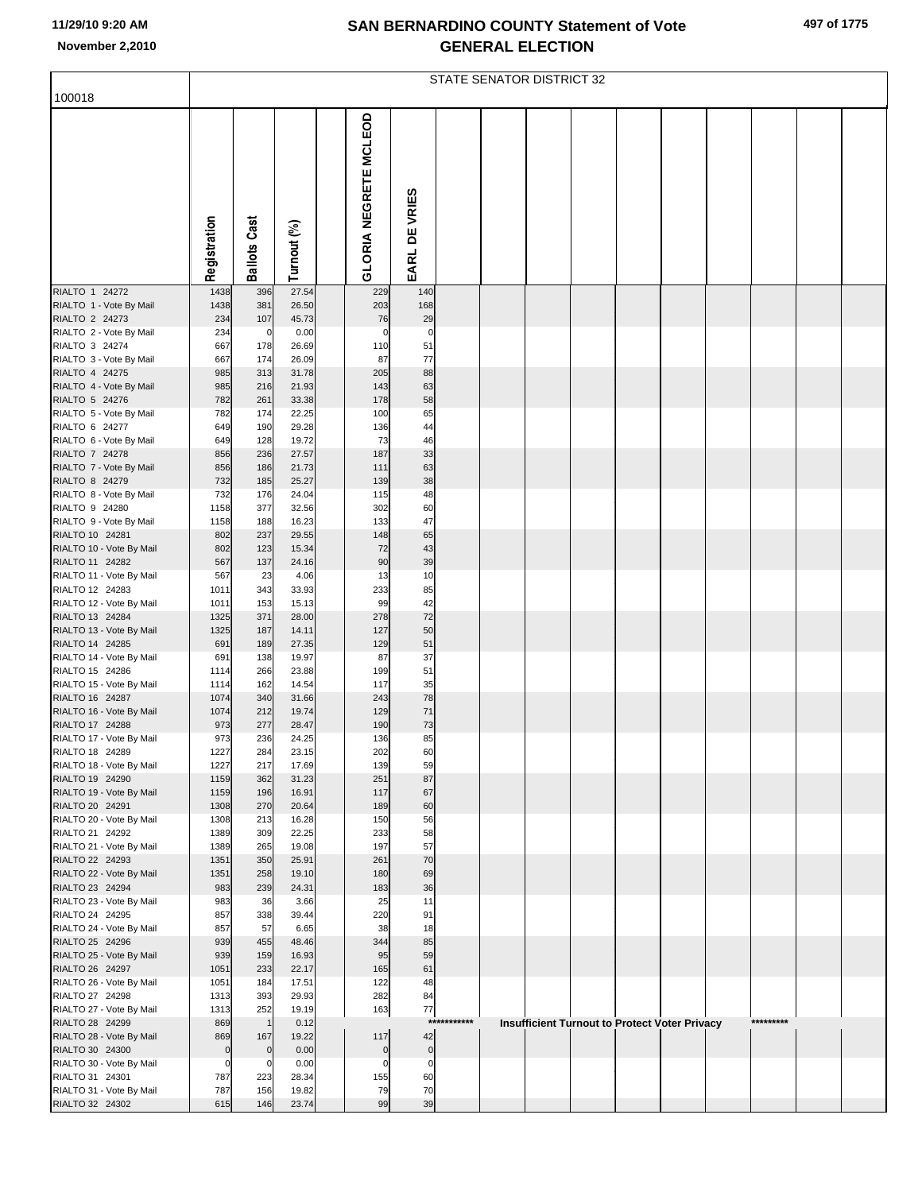# SAN BERNARDINO COUNTY Statement of Vote
## GENERAL ELECTION

100018

STATE SENATOR DISTRICT 32

| | Registration | Ballots Cast | Turnout (%) | | GLORIA NEGRETE MCLEOD | EARL DE VRIES | | | | | | | | | | |
|---|---|---|---|---|---|---|---|---|---|---|---|---|---|---|---|---|
| RIALTO 1 24272 | 1438 | 396 | 27.54 | | 229 | 140 | | | | | | | | | | |
| RIALTO 1 - Vote By Mail | 1438 | 381 | 26.50 | | 203 | 168 | | | | | | | | | | |
| RIALTO 2 24273 | 234 | 107 | 45.73 | | 76 | 29 | | | | | | | | | | |
| RIALTO 2 - Vote By Mail | 234 | 0 | 0.00 | | 0 | 0 | | | | | | | | | | |
| RIALTO 3 24274 | 667 | 178 | 26.69 | | 110 | 51 | | | | | | | | | | |
| RIALTO 3 - Vote By Mail | 667 | 174 | 26.09 | | 87 | 77 | | | | | | | | | | |
| RIALTO 4 24275 | 985 | 313 | 31.78 | | 205 | 88 | | | | | | | | | | |
| RIALTO 4 - Vote By Mail | 985 | 216 | 21.93 | | 143 | 63 | | | | | | | | | | |
| RIALTO 5 24276 | 782 | 261 | 33.38 | | 178 | 58 | | | | | | | | | | |
| RIALTO 5 - Vote By Mail | 782 | 174 | 22.25 | | 100 | 65 | | | | | | | | | | |
| RIALTO 6 24277 | 649 | 190 | 29.28 | | 136 | 44 | | | | | | | | | | |
| RIALTO 6 - Vote By Mail | 649 | 128 | 19.72 | | 73 | 46 | | | | | | | | | | |
| RIALTO 7 24278 | 856 | 236 | 27.57 | | 187 | 33 | | | | | | | | | | |
| RIALTO 7 - Vote By Mail | 856 | 186 | 21.73 | | 111 | 63 | | | | | | | | | | |
| RIALTO 8 24279 | 732 | 185 | 25.27 | | 139 | 38 | | | | | | | | | | |
| RIALTO 8 - Vote By Mail | 732 | 176 | 24.04 | | 115 | 48 | | | | | | | | | | |
| RIALTO 9 24280 | 1158 | 377 | 32.56 | | 302 | 60 | | | | | | | | | | |
| RIALTO 9 - Vote By Mail | 1158 | 188 | 16.23 | | 133 | 47 | | | | | | | | | | |
| RIALTO 10 24281 | 802 | 237 | 29.55 | | 148 | 65 | | | | | | | | | | |
| RIALTO 10 - Vote By Mail | 802 | 123 | 15.34 | | 72 | 43 | | | | | | | | | | |
| RIALTO 11 24282 | 567 | 137 | 24.16 | | 90 | 39 | | | | | | | | | | |
| RIALTO 11 - Vote By Mail | 567 | 23 | 4.06 | | 13 | 10 | | | | | | | | | | |
| RIALTO 12 24283 | 1011 | 343 | 33.93 | | 233 | 85 | | | | | | | | | | |
| RIALTO 12 - Vote By Mail | 1011 | 153 | 15.13 | | 99 | 42 | | | | | | | | | | |
| RIALTO 13 24284 | 1325 | 371 | 28.00 | | 278 | 72 | | | | | | | | | | |
| RIALTO 13 - Vote By Mail | 1325 | 187 | 14.11 | | 127 | 50 | | | | | | | | | | |
| RIALTO 14 24285 | 691 | 189 | 27.35 | | 129 | 51 | | | | | | | | | | |
| RIALTO 14 - Vote By Mail | 691 | 138 | 19.97 | | 87 | 37 | | | | | | | | | | |
| RIALTO 15 24286 | 1114 | 266 | 23.88 | | 199 | 51 | | | | | | | | | | |
| RIALTO 15 - Vote By Mail | 1114 | 162 | 14.54 | | 117 | 35 | | | | | | | | | | |
| RIALTO 16 24287 | 1074 | 340 | 31.66 | | 243 | 78 | | | | | | | | | | |
| RIALTO 16 - Vote By Mail | 1074 | 212 | 19.74 | | 129 | 71 | | | | | | | | | | |
| RIALTO 17 24288 | 973 | 277 | 28.47 | | 190 | 73 | | | | | | | | | | |
| RIALTO 17 - Vote By Mail | 973 | 236 | 24.25 | | 136 | 85 | | | | | | | | | | |
| RIALTO 18 24289 | 1227 | 284 | 23.15 | | 202 | 60 | | | | | | | | | | |
| RIALTO 18 - Vote By Mail | 1227 | 217 | 17.69 | | 139 | 59 | | | | | | | | | | |
| RIALTO 19 24290 | 1159 | 362 | 31.23 | | 251 | 87 | | | | | | | | | | |
| RIALTO 19 - Vote By Mail | 1159 | 196 | 16.91 | | 117 | 67 | | | | | | | | | | |
| RIALTO 20 24291 | 1308 | 270 | 20.64 | | 189 | 60 | | | | | | | | | | |
| RIALTO 20 - Vote By Mail | 1308 | 213 | 16.28 | | 150 | 56 | | | | | | | | | | |
| RIALTO 21 24292 | 1389 | 309 | 22.25 | | 233 | 58 | | | | | | | | | | |
| RIALTO 21 - Vote By Mail | 1389 | 265 | 19.08 | | 197 | 57 | | | | | | | | | | |
| RIALTO 22 24293 | 1351 | 350 | 25.91 | | 261 | 70 | | | | | | | | | | |
| RIALTO 22 - Vote By Mail | 1351 | 258 | 19.10 | | 180 | 69 | | | | | | | | | | |
| RIALTO 23 24294 | 983 | 239 | 24.31 | | 183 | 36 | | | | | | | | | | |
| RIALTO 23 - Vote By Mail | 983 | 36 | 3.66 | | 25 | 11 | | | | | | | | | | |
| RIALTO 24 24295 | 857 | 338 | 39.44 | | 220 | 91 | | | | | | | | | | |
| RIALTO 24 - Vote By Mail | 857 | 57 | 6.65 | | 38 | 18 | | | | | | | | | | |
| RIALTO 25 24296 | 939 | 455 | 48.46 | | 344 | 85 | | | | | | | | | | |
| RIALTO 25 - Vote By Mail | 939 | 159 | 16.93 | | 95 | 59 | | | | | | | | | | |
| RIALTO 26 24297 | 1051 | 233 | 22.17 | | 165 | 61 | | | | | | | | | | |
| RIALTO 26 - Vote By Mail | 1051 | 184 | 17.51 | | 122 | 48 | | | | | | | | | | |
| RIALTO 27 24298 | 1313 | 393 | 29.93 | | 282 | 84 | | | | | | | | | | |
| RIALTO 27 - Vote By Mail | 1313 | 252 | 19.19 | | 163 | 77 | | | | | | | | | | |
| RIALTO 28 24299 | 869 | 1 | 0.12 | | | | *********** | | Insufficient Turnout to Protect Voter Privacy | | | | | ********* | | |
| RIALTO 28 - Vote By Mail | 869 | 167 | 19.22 | | 117 | 42 | | | | | | | | | | |
| RIALTO 30 24300 | 0 | 0 | 0.00 | | 0 | 0 | | | | | | | | | | |
| RIALTO 30 - Vote By Mail | 0 | 0 | 0.00 | | 0 | 0 | | | | | | | | | | |
| RIALTO 31 24301 | 787 | 223 | 28.34 | | 155 | 60 | | | | | | | | | | |
| RIALTO 31 - Vote By Mail | 787 | 156 | 19.82 | | 79 | 70 | | | | | | | | | | |
| RIALTO 32 24302 | 615 | 146 | 23.74 | | 99 | 39 | | | | | | | | | | |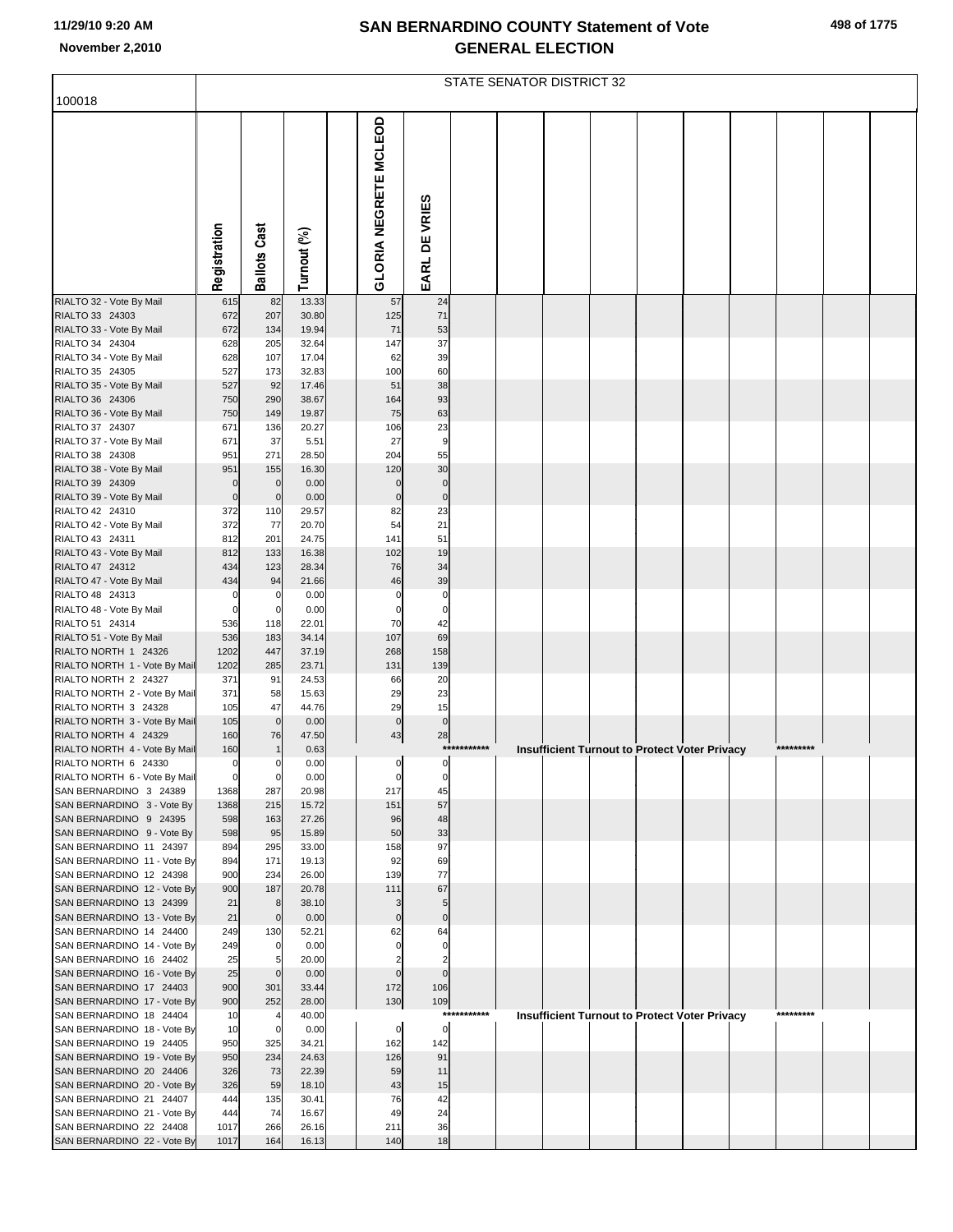# SAN BERNARDINO COUNTY Statement of Vote
## GENERAL ELECTION

STATE SENATOR DISTRICT 32

100018

| | Registration | Ballots Cast | Turnout (%) | | GLORIA NEGRETE MCLEOD | EARL DE VRIES | | | | | | | | | |
|---|---|---|---|---|---|---|---|---|---|---|---|---|---|---|---|
| RIALTO 32 - Vote By Mail | 615 | 82 | 13.33 | | 57 | 24 | | | | | | | | | |
| RIALTO 33 24303 | 672 | 207 | 30.80 | | 125 | 71 | | | | | | | | | |
| RIALTO 33 - Vote By Mail | 672 | 134 | 19.94 | | 71 | 53 | | | | | | | | | |
| RIALTO 34 24304 | 628 | 205 | 32.64 | | 147 | 37 | | | | | | | | | |
| RIALTO 34 - Vote By Mail | 628 | 107 | 17.04 | | 62 | 39 | | | | | | | | | |
| RIALTO 35 24305 | 527 | 173 | 32.83 | | 100 | 60 | | | | | | | | | |
| RIALTO 35 - Vote By Mail | 527 | 92 | 17.46 | | 51 | 38 | | | | | | | | | |
| RIALTO 36 24306 | 750 | 290 | 38.67 | | 164 | 93 | | | | | | | | | |
| RIALTO 36 - Vote By Mail | 750 | 149 | 19.87 | | 75 | 63 | | | | | | | | | |
| RIALTO 37 24307 | 671 | 136 | 20.27 | | 106 | 23 | | | | | | | | | |
| RIALTO 37 - Vote By Mail | 671 | 37 | 5.51 | | 27 | 9 | | | | | | | | | |
| RIALTO 38 24308 | 951 | 271 | 28.50 | | 204 | 55 | | | | | | | | | |
| RIALTO 38 - Vote By Mail | 951 | 155 | 16.30 | | 120 | 30 | | | | | | | | | |
| RIALTO 39 24309 | 0 | 0 | 0.00 | | 0 | 0 | | | | | | | | | |
| RIALTO 39 - Vote By Mail | 0 | 0 | 0.00 | | 0 | 0 | | | | | | | | | |
| RIALTO 42 24310 | 372 | 110 | 29.57 | | 82 | 23 | | | | | | | | | |
| RIALTO 42 - Vote By Mail | 372 | 77 | 20.70 | | 54 | 21 | | | | | | | | | |
| RIALTO 43 24311 | 812 | 201 | 24.75 | | 141 | 51 | | | | | | | | | |
| RIALTO 43 - Vote By Mail | 812 | 133 | 16.38 | | 102 | 19 | | | | | | | | | |
| RIALTO 47 24312 | 434 | 123 | 28.34 | | 76 | 34 | | | | | | | | | |
| RIALTO 47 - Vote By Mail | 434 | 94 | 21.66 | | 46 | 39 | | | | | | | | | |
| RIALTO 48 24313 | 0 | 0 | 0.00 | | 0 | 0 | | | | | | | | | |
| RIALTO 48 - Vote By Mail | 0 | 0 | 0.00 | | 0 | 0 | | | | | | | | | |
| RIALTO 51 24314 | 536 | 118 | 22.01 | | 70 | 42 | | | | | | | | | |
| RIALTO 51 - Vote By Mail | 536 | 183 | 34.14 | | 107 | 69 | | | | | | | | | |
| RIALTO NORTH 1 24326 | 1202 | 447 | 37.19 | | 268 | 158 | | | | | | | | | |
| RIALTO NORTH 1 - Vote By Mail | 1202 | 285 | 23.71 | | 131 | 139 | | | | | | | | | |
| RIALTO NORTH 2 24327 | 371 | 91 | 24.53 | | 66 | 20 | | | | | | | | | |
| RIALTO NORTH 2 - Vote By Mail | 371 | 58 | 15.63 | | 29 | 23 | | | | | | | | | |
| RIALTO NORTH 3 24328 | 105 | 47 | 44.76 | | 29 | 15 | | | | | | | | | |
| RIALTO NORTH 3 - Vote By Mail | 105 | 0 | 0.00 | | 0 | 0 | | | | | | | | | |
| RIALTO NORTH 4 24329 | 160 | 76 | 47.50 | | 43 | 28 | | | | | | | | | |
| RIALTO NORTH 4 - Vote By Mail | 160 | 1 | 0.63 | | | | *********** | Insufficient Turnout to Protect Voter Privacy | | | | | | ********* | |
| RIALTO NORTH 6 24330 | 0 | 0 | 0.00 | | 0 | 0 | | | | | | | | | |
| RIALTO NORTH 6 - Vote By Mail | 0 | 0 | 0.00 | | 0 | 0 | | | | | | | | | |
| SAN BERNARDINO 3 24389 | 1368 | 287 | 20.98 | | 217 | 45 | | | | | | | | | |
| SAN BERNARDINO 3 - Vote By | 1368 | 215 | 15.72 | | 151 | 57 | | | | | | | | | |
| SAN BERNARDINO 9 24395 | 598 | 163 | 27.26 | | 96 | 48 | | | | | | | | | |
| SAN BERNARDINO 9 - Vote By | 598 | 95 | 15.89 | | 50 | 33 | | | | | | | | | |
| SAN BERNARDINO 11 24397 | 894 | 295 | 33.00 | | 158 | 97 | | | | | | | | | |
| SAN BERNARDINO 11 - Vote By | 894 | 171 | 19.13 | | 92 | 69 | | | | | | | | | |
| SAN BERNARDINO 12 24398 | 900 | 234 | 26.00 | | 139 | 77 | | | | | | | | | |
| SAN BERNARDINO 12 - Vote By | 900 | 187 | 20.78 | | 111 | 67 | | | | | | | | | |
| SAN BERNARDINO 13 24399 | 21 | 8 | 38.10 | | 3 | 5 | | | | | | | | | |
| SAN BERNARDINO 13 - Vote By | 21 | 0 | 0.00 | | 0 | 0 | | | | | | | | | |
| SAN BERNARDINO 14 24400 | 249 | 130 | 52.21 | | 62 | 64 | | | | | | | | | |
| SAN BERNARDINO 14 - Vote By | 249 | 0 | 0.00 | | 0 | 0 | | | | | | | | | |
| SAN BERNARDINO 16 24402 | 25 | 5 | 20.00 | | 2 | 2 | | | | | | | | | |
| SAN BERNARDINO 16 - Vote By | 25 | 0 | 0.00 | | 0 | 0 | | | | | | | | | |
| SAN BERNARDINO 17 24403 | 900 | 301 | 33.44 | | 172 | 106 | | | | | | | | | |
| SAN BERNARDINO 17 - Vote By | 900 | 252 | 28.00 | | 130 | 109 | | | | | | | | | |
| SAN BERNARDINO 18 24404 | 10 | 4 | 40.00 | | | | *********** | Insufficient Turnout to Protect Voter Privacy | | | | | | ********* | |
| SAN BERNARDINO 18 - Vote By | 10 | 0 | 0.00 | | 0 | 0 | | | | | | | | | |
| SAN BERNARDINO 19 24405 | 950 | 325 | 34.21 | | 162 | 142 | | | | | | | | | |
| SAN BERNARDINO 19 - Vote By | 950 | 234 | 24.63 | | 126 | 91 | | | | | | | | | |
| SAN BERNARDINO 20 24406 | 326 | 73 | 22.39 | | 59 | 11 | | | | | | | | | |
| SAN BERNARDINO 20 - Vote By | 326 | 59 | 18.10 | | 43 | 15 | | | | | | | | | |
| SAN BERNARDINO 21 24407 | 444 | 135 | 30.41 | | 76 | 42 | | | | | | | | | |
| SAN BERNARDINO 21 - Vote By | 444 | 74 | 16.67 | | 49 | 24 | | | | | | | | | |
| SAN BERNARDINO 22 24408 | 1017 | 266 | 26.16 | | 211 | 36 | | | | | | | | | |
| SAN BERNARDINO 22 - Vote By | 1017 | 164 | 16.13 | | 140 | 18 | | | | | | | | | |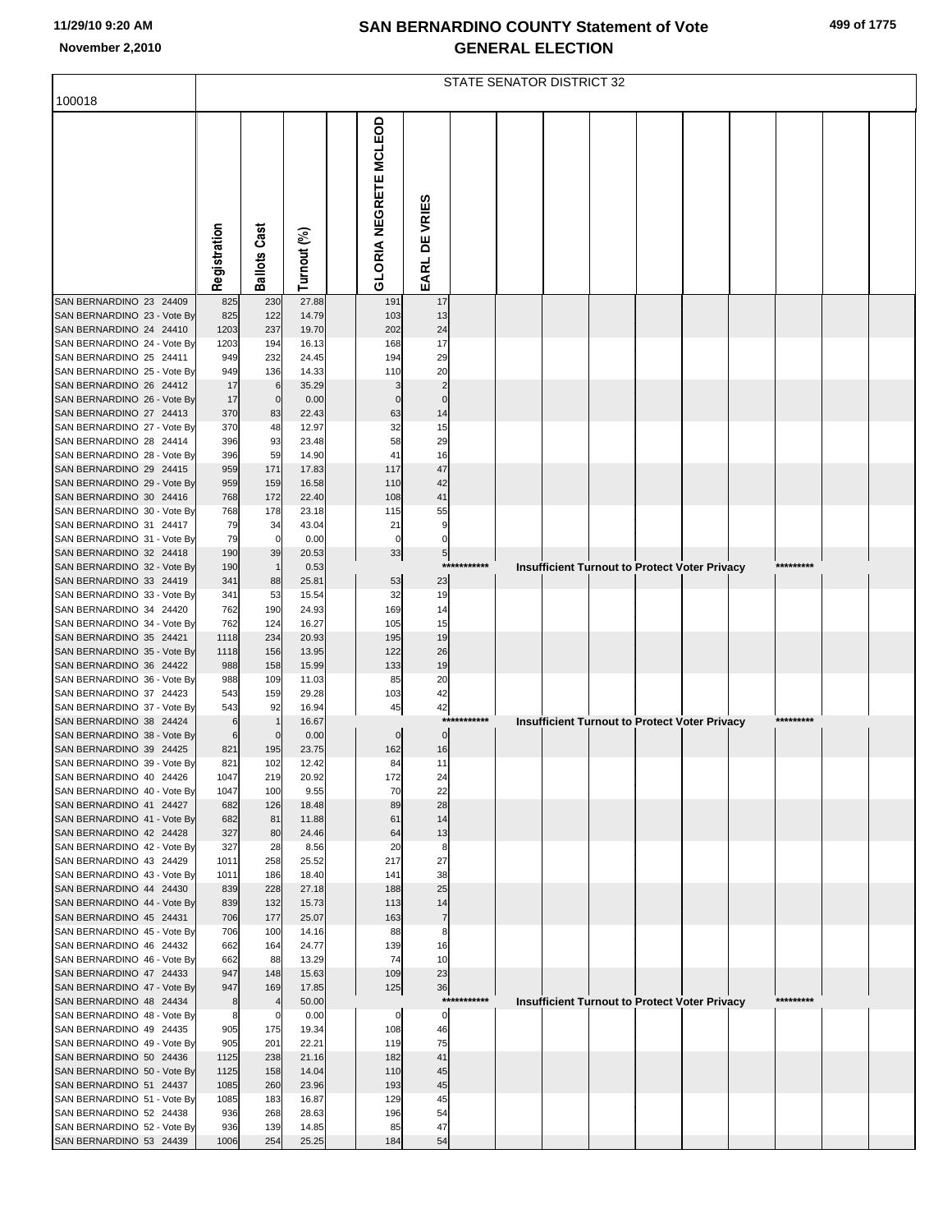# SAN BERNARDINO COUNTY Statement of Vote
## GENERAL ELECTION

STATE SENATOR DISTRICT 32

100018

| | Registration | Ballots Cast | Turnout (%) | | GLORIA NEGRETE MCLEOD | EARL DE VRIES |
|---|---|---|---|---|---|---|
| SAN BERNARDINO 23 24409 | 825 | 230 | 27.88 | | 191 | 17 |
| SAN BERNARDINO 23 - Vote By | 825 | 122 | 14.79 | | 103 | 13 |
| SAN BERNARDINO 24 24410 | 1203 | 237 | 19.70 | | 202 | 24 |
| SAN BERNARDINO 24 - Vote By | 1203 | 194 | 16.13 | | 168 | 17 |
| SAN BERNARDINO 25 24411 | 949 | 232 | 24.45 | | 194 | 29 |
| SAN BERNARDINO 25 - Vote By | 949 | 136 | 14.33 | | 110 | 20 |
| SAN BERNARDINO 26 24412 | 17 | 6 | 35.29 | | 3 | 2 |
| SAN BERNARDINO 26 - Vote By | 17 | 0 | 0.00 | | 0 | 0 |
| SAN BERNARDINO 27 24413 | 370 | 83 | 22.43 | | 63 | 14 |
| SAN BERNARDINO 27 - Vote By | 370 | 48 | 12.97 | | 32 | 15 |
| SAN BERNARDINO 28 24414 | 396 | 93 | 23.48 | | 58 | 29 |
| SAN BERNARDINO 28 - Vote By | 396 | 59 | 14.90 | | 41 | 16 |
| SAN BERNARDINO 29 24415 | 959 | 171 | 17.83 | | 117 | 47 |
| SAN BERNARDINO 29 - Vote By | 959 | 159 | 16.58 | | 110 | 42 |
| SAN BERNARDINO 30 24416 | 768 | 172 | 22.40 | | 108 | 41 |
| SAN BERNARDINO 30 - Vote By | 768 | 178 | 23.18 | | 115 | 55 |
| SAN BERNARDINO 31 24417 | 79 | 34 | 43.04 | | 21 | 9 |
| SAN BERNARDINO 31 - Vote By | 79 | 0 | 0.00 | | 0 | 0 |
| SAN BERNARDINO 32 24418 | 190 | 39 | 20.53 | | 33 | 5 |
| SAN BERNARDINO 32 - Vote By | 190 | 1 | 0.53 | | *********** Insufficient Turnout to Protect Voter Privacy ********* | |
| SAN BERNARDINO 33 24419 | 341 | 88 | 25.81 | | 53 | 23 |
| SAN BERNARDINO 33 - Vote By | 341 | 53 | 15.54 | | 32 | 19 |
| SAN BERNARDINO 34 24420 | 762 | 190 | 24.93 | | 169 | 14 |
| SAN BERNARDINO 34 - Vote By | 762 | 124 | 16.27 | | 105 | 15 |
| SAN BERNARDINO 35 24421 | 1118 | 234 | 20.93 | | 195 | 19 |
| SAN BERNARDINO 35 - Vote By | 1118 | 156 | 13.95 | | 122 | 26 |
| SAN BERNARDINO 36 24422 | 988 | 158 | 15.99 | | 133 | 19 |
| SAN BERNARDINO 36 - Vote By | 988 | 109 | 11.03 | | 85 | 20 |
| SAN BERNARDINO 37 24423 | 543 | 159 | 29.28 | | 103 | 42 |
| SAN BERNARDINO 37 - Vote By | 543 | 92 | 16.94 | | 45 | 42 |
| SAN BERNARDINO 38 24424 | 6 | 1 | 16.67 | | *********** Insufficient Turnout to Protect Voter Privacy ********* | |
| SAN BERNARDINO 38 - Vote By | 6 | 0 | 0.00 | | 0 | 0 |
| SAN BERNARDINO 39 24425 | 821 | 195 | 23.75 | | 162 | 16 |
| SAN BERNARDINO 39 - Vote By | 821 | 102 | 12.42 | | 84 | 11 |
| SAN BERNARDINO 40 24426 | 1047 | 219 | 20.92 | | 172 | 24 |
| SAN BERNARDINO 40 - Vote By | 1047 | 100 | 9.55 | | 70 | 22 |
| SAN BERNARDINO 41 24427 | 682 | 126 | 18.48 | | 89 | 28 |
| SAN BERNARDINO 41 - Vote By | 682 | 81 | 11.88 | | 61 | 14 |
| SAN BERNARDINO 42 24428 | 327 | 80 | 24.46 | | 64 | 13 |
| SAN BERNARDINO 42 - Vote By | 327 | 28 | 8.56 | | 20 | 8 |
| SAN BERNARDINO 43 24429 | 1011 | 258 | 25.52 | | 217 | 27 |
| SAN BERNARDINO 43 - Vote By | 1011 | 186 | 18.40 | | 141 | 38 |
| SAN BERNARDINO 44 24430 | 839 | 228 | 27.18 | | 188 | 25 |
| SAN BERNARDINO 44 - Vote By | 839 | 132 | 15.73 | | 113 | 14 |
| SAN BERNARDINO 45 24431 | 706 | 177 | 25.07 | | 163 | 7 |
| SAN BERNARDINO 45 - Vote By | 706 | 100 | 14.16 | | 88 | 8 |
| SAN BERNARDINO 46 24432 | 662 | 164 | 24.77 | | 139 | 16 |
| SAN BERNARDINO 46 - Vote By | 662 | 88 | 13.29 | | 74 | 10 |
| SAN BERNARDINO 47 24433 | 947 | 148 | 15.63 | | 109 | 23 |
| SAN BERNARDINO 47 - Vote By | 947 | 169 | 17.85 | | 125 | 36 |
| SAN BERNARDINO 48 24434 | 8 | 4 | 50.00 | | *********** Insufficient Turnout to Protect Voter Privacy ********* | |
| SAN BERNARDINO 48 - Vote By | 8 | 0 | 0.00 | | 0 | 0 |
| SAN BERNARDINO 49 24435 | 905 | 175 | 19.34 | | 108 | 46 |
| SAN BERNARDINO 49 - Vote By | 905 | 201 | 22.21 | | 119 | 75 |
| SAN BERNARDINO 50 24436 | 1125 | 238 | 21.16 | | 182 | 41 |
| SAN BERNARDINO 50 - Vote By | 1125 | 158 | 14.04 | | 110 | 45 |
| SAN BERNARDINO 51 24437 | 1085 | 260 | 23.96 | | 193 | 45 |
| SAN BERNARDINO 51 - Vote By | 1085 | 183 | 16.87 | | 129 | 45 |
| SAN BERNARDINO 52 24438 | 936 | 268 | 28.63 | | 196 | 54 |
| SAN BERNARDINO 52 - Vote By | 936 | 139 | 14.85 | | 85 | 47 |
| SAN BERNARDINO 53 24439 | 1006 | 254 | 25.25 | | 184 | 54 |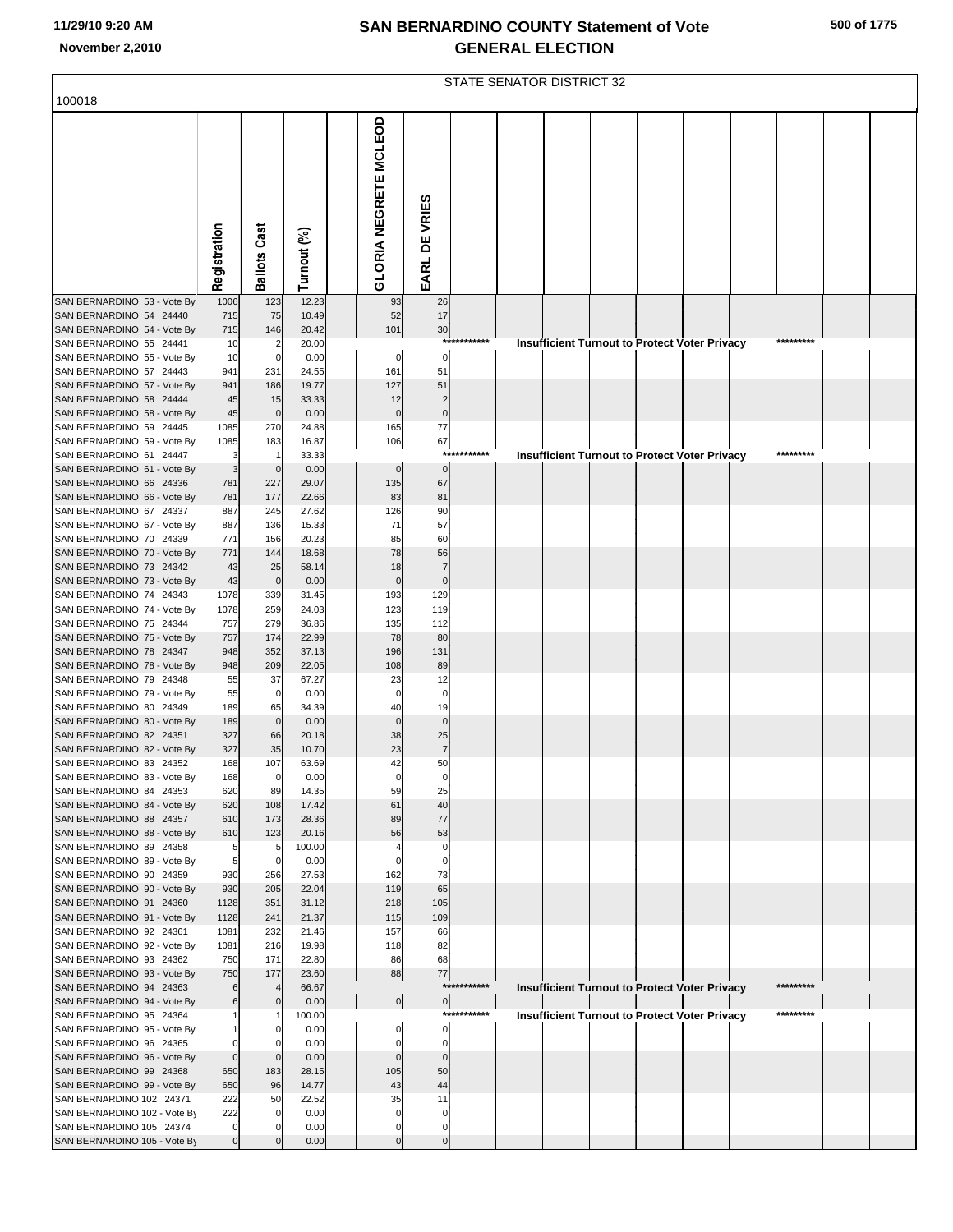# SAN BERNARDINO COUNTY Statement of Vote
## GENERAL ELECTION

11/29/10 9:20 AM
November 2,2010

STATE SENATOR DISTRICT 32

100018

| | Registration | Ballots Cast | Turnout (%) | | GLORIA NEGRETE MCLEOD | EARL DE VRIES |
|---|---|---|---|---|---|---|
| SAN BERNARDINO 53 - Vote By | 1006 | 123 | 12.23 | | 93 | 26 |
| SAN BERNARDINO 54 24440 | 715 | 75 | 10.49 | | 52 | 17 |
| SAN BERNARDINO 54 - Vote By | 715 | 146 | 20.42 | | 101 | 30 |
| SAN BERNARDINO 55 24441 | 10 | 2 | 20.00 | | *********** Insufficient Turnout to Protect Voter Privacy ********* | |
| SAN BERNARDINO 55 - Vote By | 10 | 0 | 0.00 | | 0 | 0 |
| SAN BERNARDINO 57 24443 | 941 | 231 | 24.55 | | 161 | 51 |
| SAN BERNARDINO 57 - Vote By | 941 | 186 | 19.77 | | 127 | 51 |
| SAN BERNARDINO 58 24444 | 45 | 15 | 33.33 | | 12 | 2 |
| SAN BERNARDINO 58 - Vote By | 45 | 0 | 0.00 | | 0 | 0 |
| SAN BERNARDINO 59 24445 | 1085 | 270 | 24.88 | | 165 | 77 |
| SAN BERNARDINO 59 - Vote By | 1085 | 183 | 16.87 | | 106 | 67 |
| SAN BERNARDINO 61 24447 | 3 | 1 | 33.33 | | *********** Insufficient Turnout to Protect Voter Privacy ********* | |
| SAN BERNARDINO 61 - Vote By | 3 | 0 | 0.00 | | 0 | 0 |
| SAN BERNARDINO 66 24336 | 781 | 227 | 29.07 | | 135 | 67 |
| SAN BERNARDINO 66 - Vote By | 781 | 177 | 22.66 | | 83 | 81 |
| SAN BERNARDINO 67 24337 | 887 | 245 | 27.62 | | 126 | 90 |
| SAN BERNARDINO 67 - Vote By | 887 | 136 | 15.33 | | 71 | 57 |
| SAN BERNARDINO 70 24339 | 771 | 156 | 20.23 | | 85 | 60 |
| SAN BERNARDINO 70 - Vote By | 771 | 144 | 18.68 | | 78 | 56 |
| SAN BERNARDINO 73 24342 | 43 | 25 | 58.14 | | 18 | 7 |
| SAN BERNARDINO 73 - Vote By | 43 | 0 | 0.00 | | 0 | 0 |
| SAN BERNARDINO 74 24343 | 1078 | 339 | 31.45 | | 193 | 129 |
| SAN BERNARDINO 74 - Vote By | 1078 | 259 | 24.03 | | 123 | 119 |
| SAN BERNARDINO 75 24344 | 757 | 279 | 36.86 | | 135 | 112 |
| SAN BERNARDINO 75 - Vote By | 757 | 174 | 22.99 | | 78 | 80 |
| SAN BERNARDINO 78 24347 | 948 | 352 | 37.13 | | 196 | 131 |
| SAN BERNARDINO 78 - Vote By | 948 | 209 | 22.05 | | 108 | 89 |
| SAN BERNARDINO 79 24348 | 55 | 37 | 67.27 | | 23 | 12 |
| SAN BERNARDINO 79 - Vote By | 55 | 0 | 0.00 | | 0 | 0 |
| SAN BERNARDINO 80 24349 | 189 | 65 | 34.39 | | 40 | 19 |
| SAN BERNARDINO 80 - Vote By | 189 | 0 | 0.00 | | 0 | 0 |
| SAN BERNARDINO 82 24351 | 327 | 66 | 20.18 | | 38 | 25 |
| SAN BERNARDINO 82 - Vote By | 327 | 35 | 10.70 | | 23 | 7 |
| SAN BERNARDINO 83 24352 | 168 | 107 | 63.69 | | 42 | 50 |
| SAN BERNARDINO 83 - Vote By | 168 | 0 | 0.00 | | 0 | 0 |
| SAN BERNARDINO 84 24353 | 620 | 89 | 14.35 | | 59 | 25 |
| SAN BERNARDINO 84 - Vote By | 620 | 108 | 17.42 | | 61 | 40 |
| SAN BERNARDINO 88 24357 | 610 | 173 | 28.36 | | 89 | 77 |
| SAN BERNARDINO 88 - Vote By | 610 | 123 | 20.16 | | 56 | 53 |
| SAN BERNARDINO 89 24358 | 5 | 5 | 100.00 | | 4 | 0 |
| SAN BERNARDINO 89 - Vote By | 5 | 0 | 0.00 | | 0 | 0 |
| SAN BERNARDINO 90 24359 | 930 | 256 | 27.53 | | 162 | 73 |
| SAN BERNARDINO 90 - Vote By | 930 | 205 | 22.04 | | 119 | 65 |
| SAN BERNARDINO 91 24360 | 1128 | 351 | 31.12 | | 218 | 105 |
| SAN BERNARDINO 91 - Vote By | 1128 | 241 | 21.37 | | 115 | 109 |
| SAN BERNARDINO 92 24361 | 1081 | 232 | 21.46 | | 157 | 66 |
| SAN BERNARDINO 92 - Vote By | 1081 | 216 | 19.98 | | 118 | 82 |
| SAN BERNARDINO 93 24362 | 750 | 171 | 22.80 | | 86 | 68 |
| SAN BERNARDINO 93 - Vote By | 750 | 177 | 23.60 | | 88 | 77 |
| SAN BERNARDINO 94 24363 | 6 | 4 | 66.67 | | *********** Insufficient Turnout to Protect Voter Privacy ********* | |
| SAN BERNARDINO 94 - Vote By | 6 | 0 | 0.00 | | 0 | 0 |
| SAN BERNARDINO 95 24364 | 1 | 1 | 100.00 | | *********** Insufficient Turnout to Protect Voter Privacy ********* | |
| SAN BERNARDINO 95 - Vote By | 1 | 0 | 0.00 | | 0 | 0 |
| SAN BERNARDINO 96 24365 | 0 | 0 | 0.00 | | 0 | 0 |
| SAN BERNARDINO 96 - Vote By | 0 | 0 | 0.00 | | 0 | 0 |
| SAN BERNARDINO 99 24368 | 650 | 183 | 28.15 | | 105 | 50 |
| SAN BERNARDINO 99 - Vote By | 650 | 96 | 14.77 | | 43 | 44 |
| SAN BERNARDINO 102 24371 | 222 | 50 | 22.52 | | 35 | 11 |
| SAN BERNARDINO 102 - Vote By | 222 | 0 | 0.00 | | 0 | 0 |
| SAN BERNARDINO 105 24374 | 0 | 0 | 0.00 | | 0 | 0 |
| SAN BERNARDINO 105 - Vote By | 0 | 0 | 0.00 | | 0 | 0 |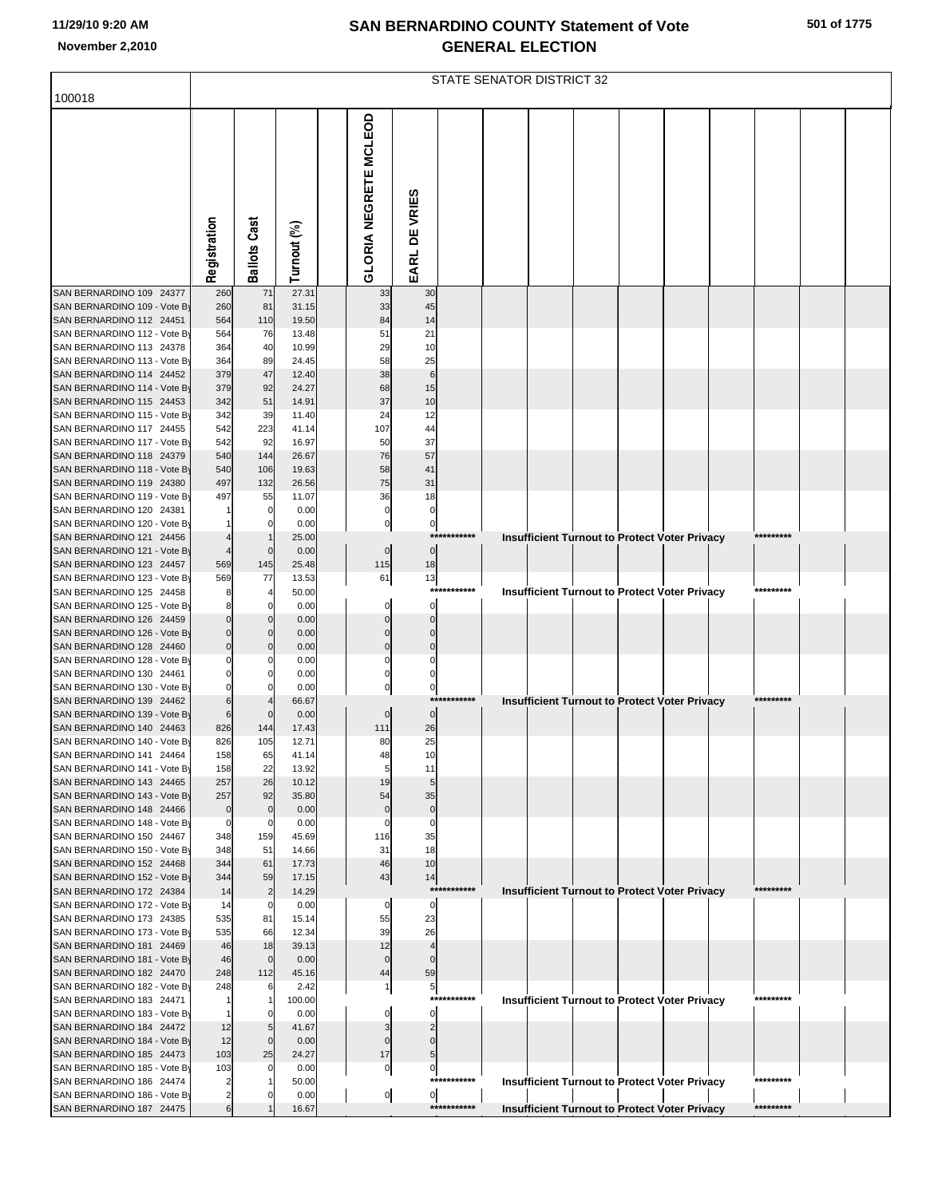# SAN BERNARDINO COUNTY Statement of Vote
## GENERAL ELECTION

STATE SENATOR DISTRICT 32

100018

| | Registration | Ballots Cast | Turnout (%) | GLORIA NEGRETE MCLEOD | EARL DE VRIES |
|---|---|---|---|---|---|
| SAN BERNARDINO 109 24377 | 260 | 71 | 27.31 | 33 | 30 |
| SAN BERNARDINO 109 - Vote By | 260 | 81 | 31.15 | 33 | 45 |
| SAN BERNARDINO 112 24451 | 564 | 110 | 19.50 | 84 | 14 |
| SAN BERNARDINO 112 - Vote By | 564 | 76 | 13.48 | 51 | 21 |
| SAN BERNARDINO 113 24378 | 364 | 40 | 10.99 | 29 | 10 |
| SAN BERNARDINO 113 - Vote By | 364 | 89 | 24.45 | 58 | 25 |
| SAN BERNARDINO 114 24452 | 379 | 47 | 12.40 | 38 | 6 |
| SAN BERNARDINO 114 - Vote By | 379 | 92 | 24.27 | 68 | 15 |
| SAN BERNARDINO 115 24453 | 342 | 51 | 14.91 | 37 | 10 |
| SAN BERNARDINO 115 - Vote By | 342 | 39 | 11.40 | 24 | 12 |
| SAN BERNARDINO 117 24455 | 542 | 223 | 41.14 | 107 | 44 |
| SAN BERNARDINO 117 - Vote By | 542 | 92 | 16.97 | 50 | 37 |
| SAN BERNARDINO 118 24379 | 540 | 144 | 26.67 | 76 | 57 |
| SAN BERNARDINO 118 - Vote By | 540 | 106 | 19.63 | 58 | 41 |
| SAN BERNARDINO 119 24380 | 497 | 132 | 26.56 | 75 | 31 |
| SAN BERNARDINO 119 - Vote By | 497 | 55 | 11.07 | 36 | 18 |
| SAN BERNARDINO 120 24381 | 1 | 0 | 0.00 | 0 | 0 |
| SAN BERNARDINO 120 - Vote By | 1 | 0 | 0.00 | 0 | 0 |
| SAN BERNARDINO 121 24456 | 4 | 1 | 25.00 | *********** Insufficient Turnout to Protect Voter Privacy ********* | |
| SAN BERNARDINO 121 - Vote By | 4 | 0 | 0.00 | 0 | 0 |
| SAN BERNARDINO 123 24457 | 569 | 145 | 25.48 | 115 | 18 |
| SAN BERNARDINO 123 - Vote By | 569 | 77 | 13.53 | 61 | 13 |
| SAN BERNARDINO 125 24458 | 8 | 4 | 50.00 | *********** Insufficient Turnout to Protect Voter Privacy ********* | |
| SAN BERNARDINO 125 - Vote By | 8 | 0 | 0.00 | 0 | 0 |
| SAN BERNARDINO 126 24459 | 0 | 0 | 0.00 | 0 | 0 |
| SAN BERNARDINO 126 - Vote By | 0 | 0 | 0.00 | 0 | 0 |
| SAN BERNARDINO 128 24460 | 0 | 0 | 0.00 | 0 | 0 |
| SAN BERNARDINO 128 - Vote By | 0 | 0 | 0.00 | 0 | 0 |
| SAN BERNARDINO 130 24461 | 0 | 0 | 0.00 | 0 | 0 |
| SAN BERNARDINO 130 - Vote By | 0 | 0 | 0.00 | 0 | 0 |
| SAN BERNARDINO 139 24462 | 6 | 4 | 66.67 | *********** Insufficient Turnout to Protect Voter Privacy ********* | |
| SAN BERNARDINO 139 - Vote By | 6 | 0 | 0.00 | 0 | 0 |
| SAN BERNARDINO 140 24463 | 826 | 144 | 17.43 | 111 | 26 |
| SAN BERNARDINO 140 - Vote By | 826 | 105 | 12.71 | 80 | 25 |
| SAN BERNARDINO 141 24464 | 158 | 65 | 41.14 | 48 | 10 |
| SAN BERNARDINO 141 - Vote By | 158 | 22 | 13.92 | 5 | 11 |
| SAN BERNARDINO 143 24465 | 257 | 26 | 10.12 | 19 | 5 |
| SAN BERNARDINO 143 - Vote By | 257 | 92 | 35.80 | 54 | 35 |
| SAN BERNARDINO 148 24466 | 0 | 0 | 0.00 | 0 | 0 |
| SAN BERNARDINO 148 - Vote By | 0 | 0 | 0.00 | 0 | 0 |
| SAN BERNARDINO 150 24467 | 348 | 159 | 45.69 | 116 | 35 |
| SAN BERNARDINO 150 - Vote By | 348 | 51 | 14.66 | 31 | 18 |
| SAN BERNARDINO 152 24468 | 344 | 61 | 17.73 | 46 | 10 |
| SAN BERNARDINO 152 - Vote By | 344 | 59 | 17.15 | 43 | 14 |
| SAN BERNARDINO 172 24384 | 14 | 2 | 14.29 | *********** Insufficient Turnout to Protect Voter Privacy ********* | |
| SAN BERNARDINO 172 - Vote By | 14 | 0 | 0.00 | 0 | 0 |
| SAN BERNARDINO 173 24385 | 535 | 81 | 15.14 | 55 | 23 |
| SAN BERNARDINO 173 - Vote By | 535 | 66 | 12.34 | 39 | 26 |
| SAN BERNARDINO 181 24469 | 46 | 18 | 39.13 | 12 | 4 |
| SAN BERNARDINO 181 - Vote By | 46 | 0 | 0.00 | 0 | 0 |
| SAN BERNARDINO 182 24470 | 248 | 112 | 45.16 | 44 | 59 |
| SAN BERNARDINO 182 - Vote By | 248 | 6 | 2.42 | 1 | 5 |
| SAN BERNARDINO 183 24471 | 1 | 1 | 100.00 | *********** Insufficient Turnout to Protect Voter Privacy ********* | |
| SAN BERNARDINO 183 - Vote By | 1 | 0 | 0.00 | 0 | 0 |
| SAN BERNARDINO 184 24472 | 12 | 5 | 41.67 | 3 | 2 |
| SAN BERNARDINO 184 - Vote By | 12 | 0 | 0.00 | 0 | 0 |
| SAN BERNARDINO 185 24473 | 103 | 25 | 24.27 | 17 | 5 |
| SAN BERNARDINO 185 - Vote By | 103 | 0 | 0.00 | 0 | 0 |
| SAN BERNARDINO 186 24474 | 2 | 1 | 50.00 | *********** Insufficient Turnout to Protect Voter Privacy ********* | |
| SAN BERNARDINO 186 - Vote By | 2 | 0 | 0.00 | 0 | 0 |
| SAN BERNARDINO 187 24475 | 6 | 1 | 16.67 | *********** Insufficient Turnout to Protect Voter Privacy ********* | |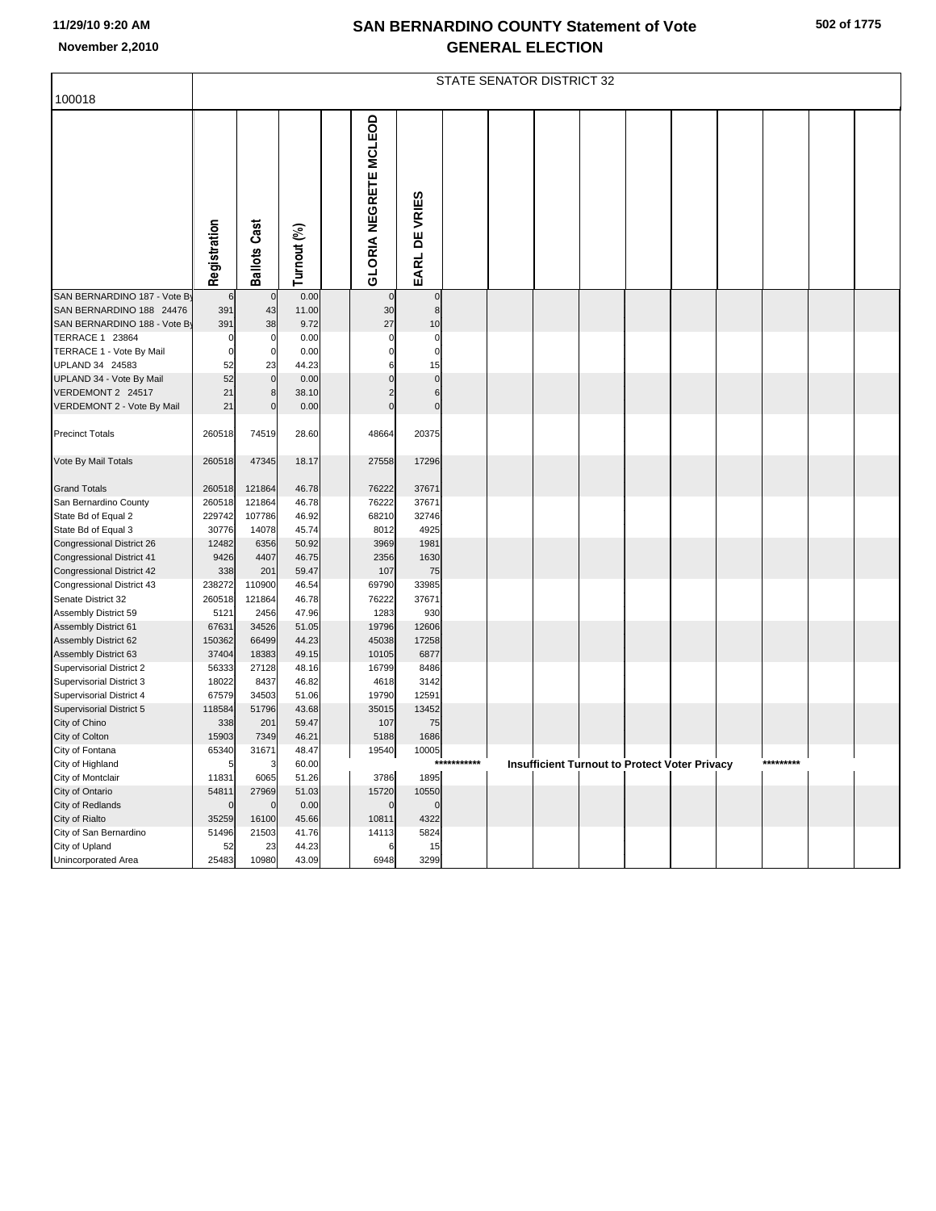# SAN BERNARDINO COUNTY Statement of Vote

## GENERAL ELECTION

11/29/10 9:20 AM

November 2,2010

STATE SENATOR DISTRICT 32

100018

| | Registration | Ballots Cast | Turnout (%) | | GLORIA NEGRETE MCLEOD | EARL DE VRIES | | | | | | | | | | |
|---|---|---|---|---|---|---|---|---|---|---|---|---|---|---|---|---|
| SAN BERNARDINO 187 - Vote By | 6 | 0 | 0.00 | | 0 | 0 | | | | | | | | | | |
| SAN BERNARDINO 188 24476 | 391 | 43 | 11.00 | | 30 | 8 | | | | | | | | | | |
| SAN BERNARDINO 188 - Vote By | 391 | 38 | 9.72 | | 27 | 10 | | | | | | | | | | |
| TERRACE 1 23864 | 0 | 0 | 0.00 | | 0 | 0 | | | | | | | | | | |
| TERRACE 1 - Vote By Mail | 0 | 0 | 0.00 | | 0 | 0 | | | | | | | | | | |
| UPLAND 34 24583 | 52 | 23 | 44.23 | | 6 | 15 | | | | | | | | | | |
| UPLAND 34 - Vote By Mail | 52 | 0 | 0.00 | | 0 | 0 | | | | | | | | | | |
| VERDEMONT 2 24517 | 21 | 8 | 38.10 | | 2 | 6 | | | | | | | | | | |
| VERDEMONT 2 - Vote By Mail | 21 | 0 | 0.00 | | 0 | 0 | | | | | | | | | | |
| Precinct Totals | 260518 | 74519 | 28.60 | | 48664 | 20375 | | | | | | | | | | |
| Vote By Mail Totals | 260518 | 47345 | 18.17 | | 27558 | 17296 | | | | | | | | | | |
| Grand Totals | 260518 | 121864 | 46.78 | | 76222 | 37671 | | | | | | | | | | |
| San Bernardino County | 260518 | 121864 | 46.78 | | 76222 | 37671 | | | | | | | | | | |
| State Bd of Equal 2 | 229742 | 107786 | 46.92 | | 68210 | 32746 | | | | | | | | | | |
| State Bd of Equal 3 | 30776 | 14078 | 45.74 | | 8012 | 4925 | | | | | | | | | | |
| Congressional District 26 | 12482 | 6356 | 50.92 | | 3969 | 1981 | | | | | | | | | | |
| Congressional District 41 | 9426 | 4407 | 46.75 | | 2356 | 1630 | | | | | | | | | | |
| Congressional District 42 | 338 | 201 | 59.47 | | 107 | 75 | | | | | | | | | | |
| Congressional District 43 | 238272 | 110900 | 46.54 | | 69790 | 33985 | | | | | | | | | | |
| Senate District 32 | 260518 | 121864 | 46.78 | | 76222 | 37671 | | | | | | | | | | |
| Assembly District 59 | 5121 | 2456 | 47.96 | | 1283 | 930 | | | | | | | | | | |
| Assembly District 61 | 67631 | 34526 | 51.05 | | 19796 | 12606 | | | | | | | | | | |
| Assembly District 62 | 150362 | 66499 | 44.23 | | 45038 | 17258 | | | | | | | | | | |
| Assembly District 63 | 37404 | 18383 | 49.15 | | 10105 | 6877 | | | | | | | | | | |
| Supervisorial District 2 | 56333 | 27128 | 48.16 | | 16799 | 8486 | | | | | | | | | | |
| Supervisorial District 3 | 18022 | 8437 | 46.82 | | 4618 | 3142 | | | | | | | | | | |
| Supervisorial District 4 | 67579 | 34503 | 51.06 | | 19790 | 12591 | | | | | | | | | | |
| Supervisorial District 5 | 118584 | 51796 | 43.68 | | 35015 | 13452 | | | | | | | | | | |
| City of Chino | 338 | 201 | 59.47 | | 107 | 75 | | | | | | | | | | |
| City of Colton | 15903 | 7349 | 46.21 | | 5188 | 1686 | | | | | | | | | | |
| City of Fontana | 65340 | 31671 | 48.47 | | 19540 | 10005 | | | | | | | | | | |
| City of Highland | 5 | 3 | 60.00 | | | *********** | | Insufficient Turnout to Protect Voter Privacy | | | | | | ********* | | |
| City of Montclair | 11831 | 6065 | 51.26 | | 3786 | 1895 | | | | | | | | | | |
| City of Ontario | 54811 | 27969 | 51.03 | | 15720 | 10550 | | | | | | | | | | |
| City of Redlands | 0 | 0 | 0.00 | | 0 | 0 | | | | | | | | | | |
| City of Rialto | 35259 | 16100 | 45.66 | | 10811 | 4322 | | | | | | | | | | |
| City of San Bernardino | 51496 | 21503 | 41.76 | | 14113 | 5824 | | | | | | | | | | |
| City of Upland | 52 | 23 | 44.23 | | 6 | 15 | | | | | | | | | | |
| Unincorporated Area | 25483 | 10980 | 43.09 | | 6948 | 3299 | | | | | | | | | | |